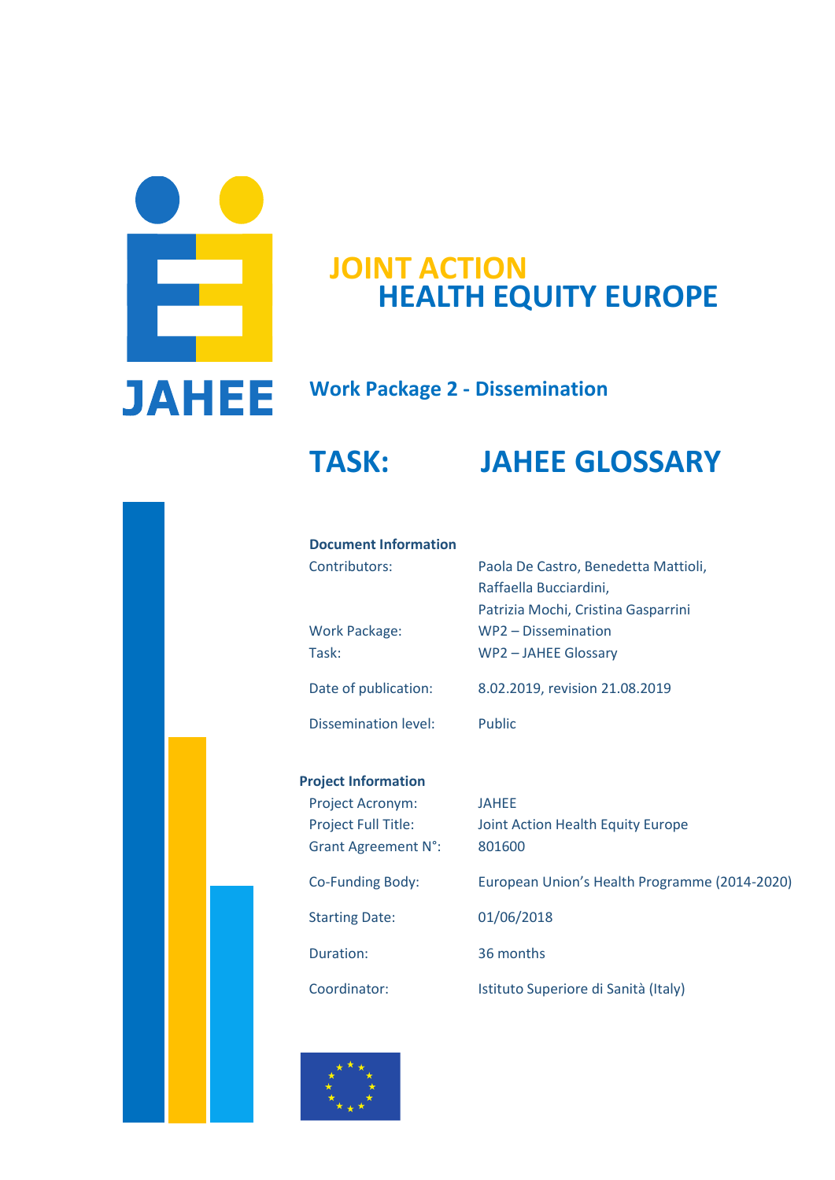JAHEE

# JOINT ACTION HEALTH EQUITY EUROPE

## Work Package 2 - Dissemination

# TASK: JAHEE GLOSSARY

**Document Information**

| | |
|---|---|
| Contributors: | Paola De Castro, Benedetta Mattioli, Raffaella Bucciardini, Patrizia Mochi, Cristina Gasparrini |
| Work Package: | WP2 – Dissemination |
| Task: | WP2 – JAHEE Glossary |
| Date of publication: | 8.02.2019, revision 21.08.2019 |
| Dissemination level: | Public |

**Project Information**

| | |
|---|---|
| Project Acronym: | JAHEE |
| Project Full Title: | Joint Action Health Equity Europe |
| Grant Agreement N°: | 801600 |
| Co-Funding Body: | European Union's Health Programme (2014-2020) |
| Starting Date: | 01/06/2018 |
| Duration: | 36 months |
| Coordinator: | Istituto Superiore di Sanità (Italy) |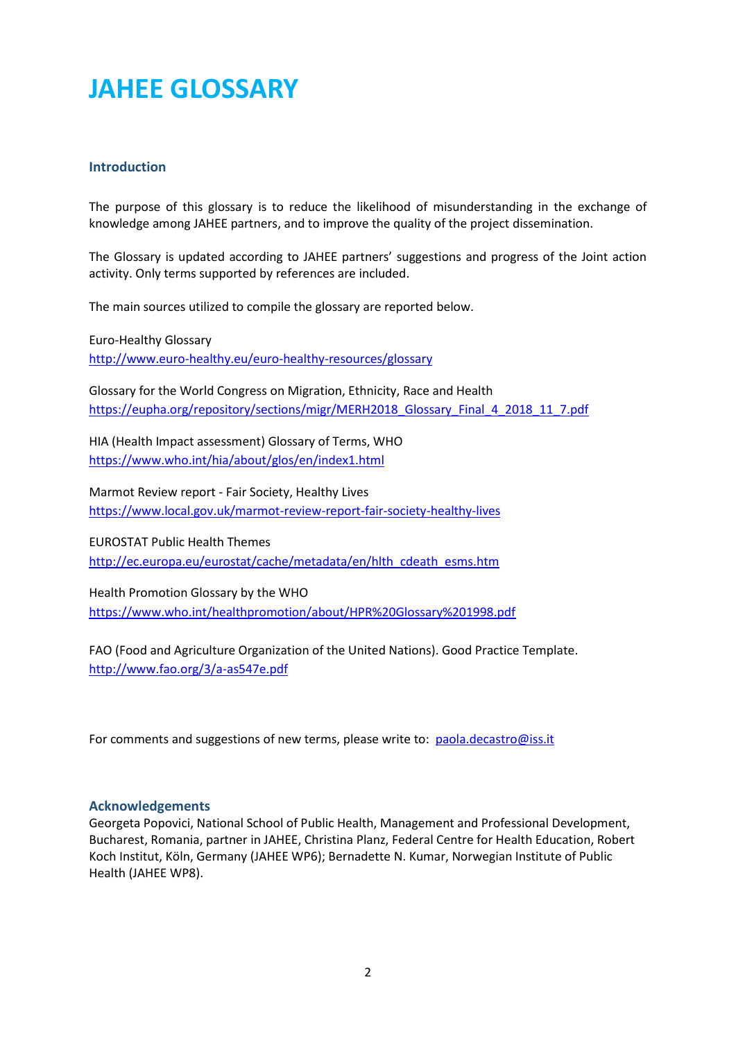# JAHEE GLOSSARY

## Introduction

The purpose of this glossary is to reduce the likelihood of misunderstanding in the exchange of knowledge among JAHEE partners, and to improve the quality of the project dissemination.

The Glossary is updated according to JAHEE partners' suggestions and progress of the Joint action activity. Only terms supported by references are included.

The main sources utilized to compile the glossary are reported below.

Euro-Healthy Glossary
http://www.euro-healthy.eu/euro-healthy-resources/glossary

Glossary for the World Congress on Migration, Ethnicity, Race and Health
https://eupha.org/repository/sections/migr/MERH2018_Glossary_Final_4_2018_11_7.pdf

HIA (Health Impact assessment) Glossary of Terms, WHO
https://www.who.int/hia/about/glos/en/index1.html

Marmot Review report - Fair Society, Healthy Lives
https://www.local.gov.uk/marmot-review-report-fair-society-healthy-lives

EUROSTAT Public Health Themes
http://ec.europa.eu/eurostat/cache/metadata/en/hlth_cdeath_esms.htm

Health Promotion Glossary by the WHO
https://www.who.int/healthpromotion/about/HPR%20Glossary%201998.pdf

FAO (Food and Agriculture Organization of the United Nations). Good Practice Template.
http://www.fao.org/3/a-as547e.pdf

For comments and suggestions of new terms, please write to: paola.decastro@iss.it

## Acknowledgements

Georgeta Popovici, National School of Public Health, Management and Professional Development, Bucharest, Romania, partner in JAHEE, Christina Planz, Federal Centre for Health Education, Robert Koch Institut, Köln, Germany (JAHEE WP6); Bernadette N. Kumar, Norwegian Institute of Public Health (JAHEE WP8).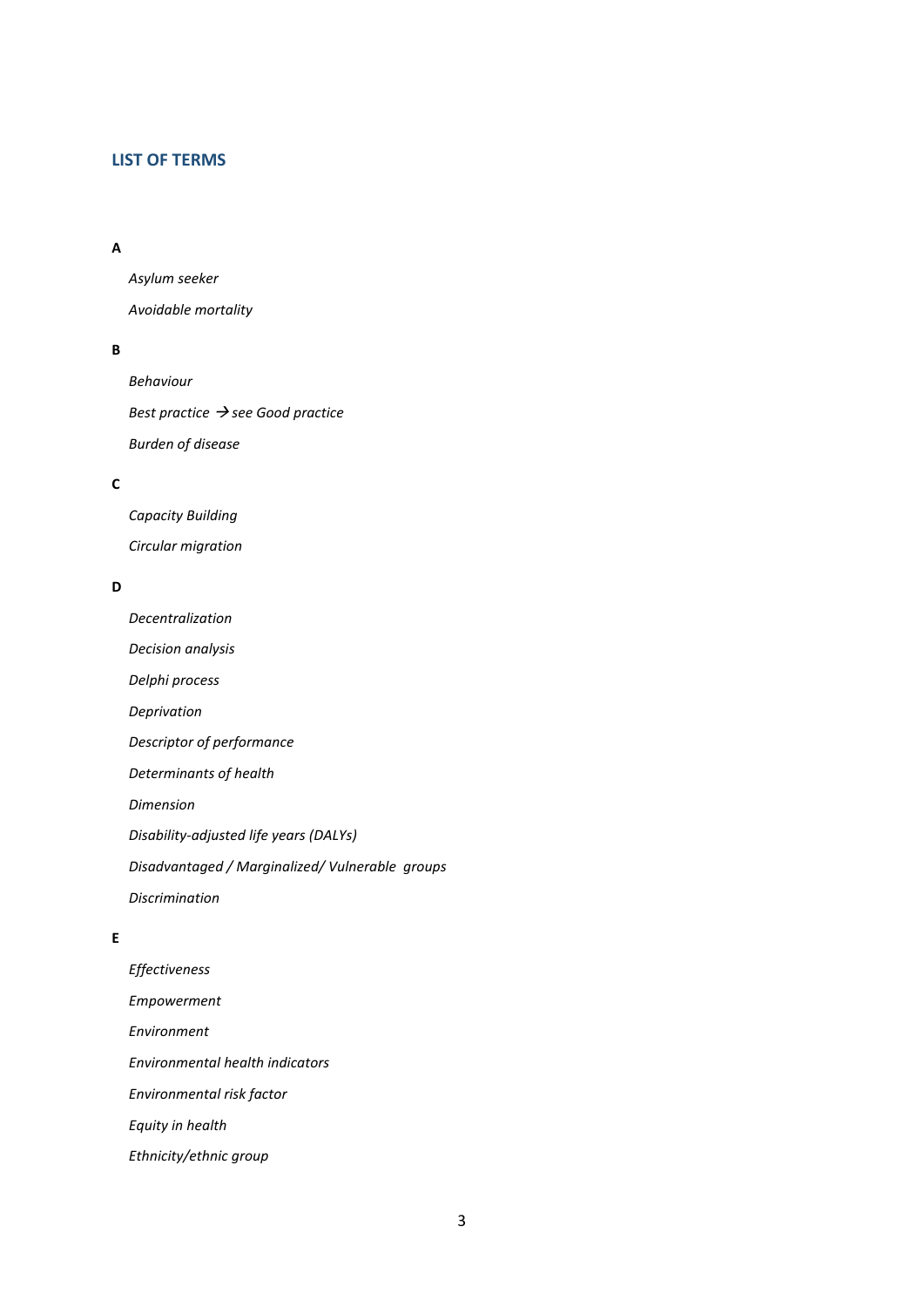## LIST OF TERMS

### A

*Asylum seeker*

*Avoidable mortality*

### B

*Behaviour*

*Best practice → see Good practice*

*Burden of disease*

### C

*Capacity Building*

*Circular migration*

### D

*Decentralization*

*Decision analysis*

*Delphi process*

*Deprivation*

*Descriptor of performance*

*Determinants of health*

*Dimension*

*Disability-adjusted life years (DALYs)*

*Disadvantaged / Marginalized/ Vulnerable groups*

*Discrimination*

### E

*Effectiveness*

*Empowerment*

*Environment*

*Environmental health indicators*

*Environmental risk factor*

*Equity in health*

*Ethnicity/ethnic group*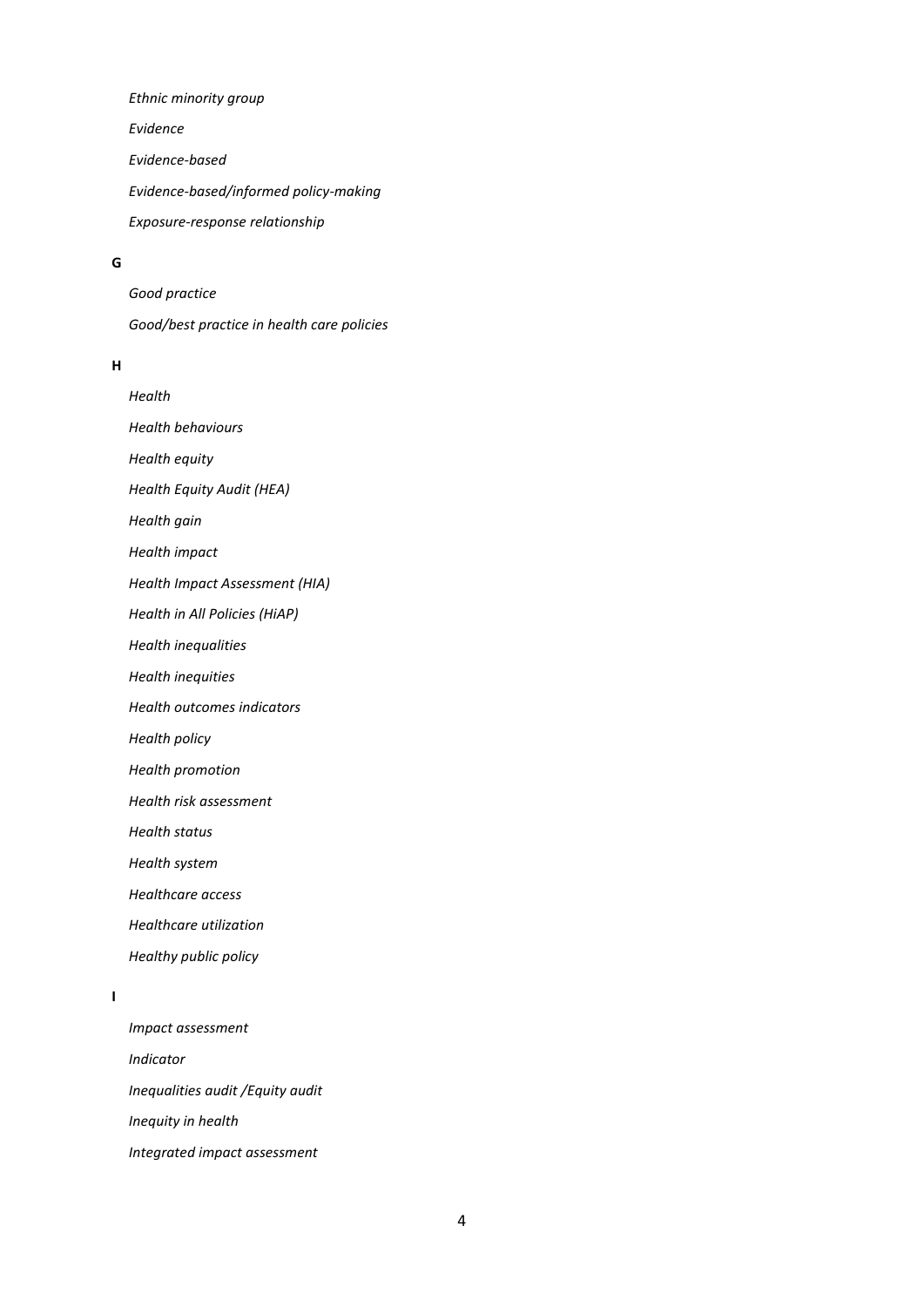*Ethnic minority group*

*Evidence*

*Evidence-based*

*Evidence-based/informed policy-making*

*Exposure-response relationship*

**G**

*Good practice*

*Good/best practice in health care policies*

**H**

*Health*

*Health behaviours*

*Health equity*

*Health Equity Audit (HEA)*

*Health gain*

*Health impact*

*Health Impact Assessment (HIA)*

*Health in All Policies (HiAP)*

*Health inequalities*

*Health inequities*

*Health outcomes indicators*

*Health policy*

*Health promotion*

*Health risk assessment*

*Health status*

*Health system*

*Healthcare access*

*Healthcare utilization*

*Healthy public policy*

**I**

*Impact assessment*

*Indicator*

*Inequalities audit /Equity audit*

*Inequity in health*

*Integrated impact assessment*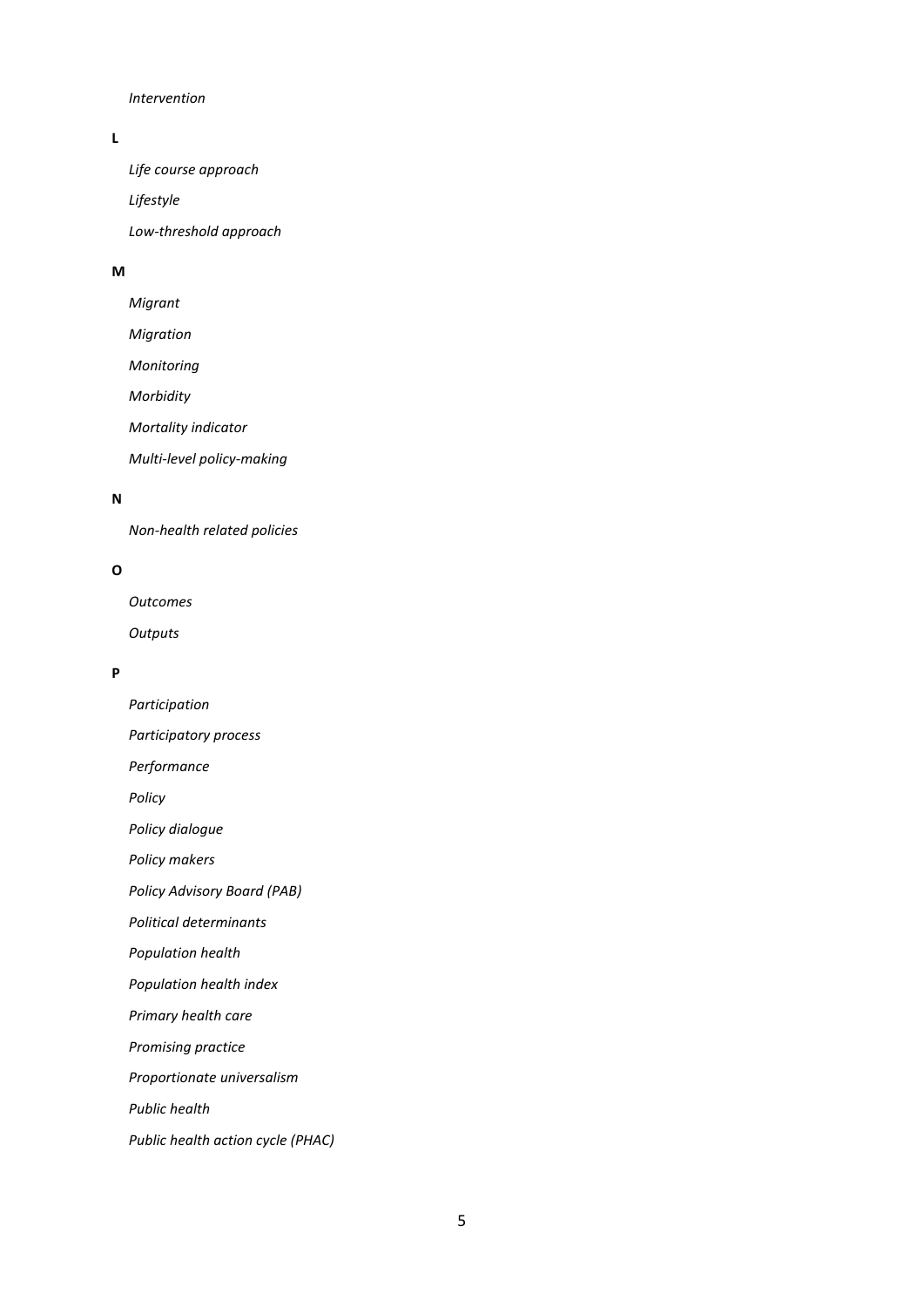*Intervention*

**L**

*Life course approach*

*Lifestyle*

*Low-threshold approach*

**M**

*Migrant*

*Migration*

*Monitoring*

*Morbidity*

*Mortality indicator*

*Multi-level policy-making*

**N**

*Non-health related policies*

**O**

*Outcomes*

*Outputs*

**P**

*Participation*

*Participatory process*

*Performance*

*Policy*

*Policy dialogue*

*Policy makers*

*Policy Advisory Board (PAB)*

*Political determinants*

*Population health*

*Population health index*

*Primary health care*

*Promising practice*

*Proportionate universalism*

*Public health*

*Public health action cycle (PHAC)*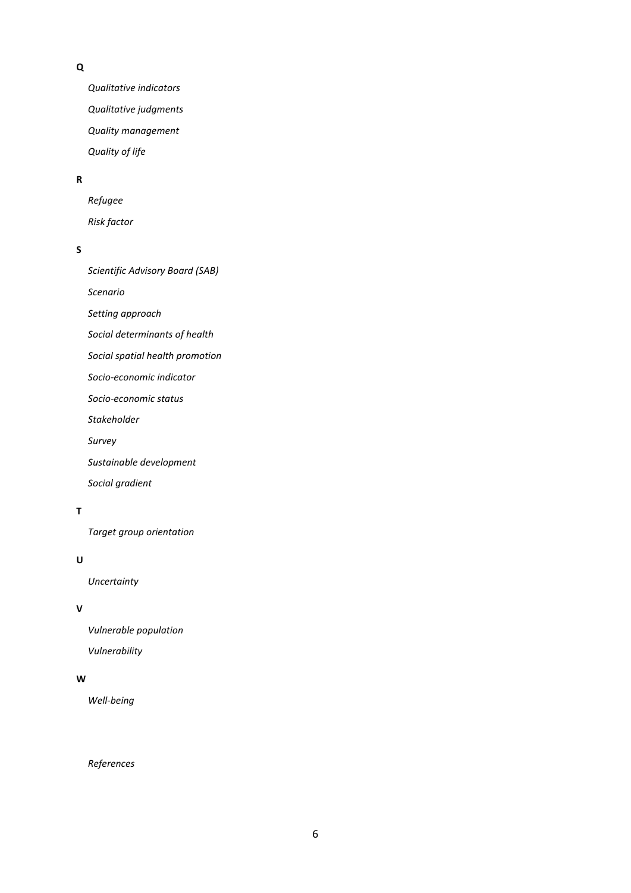**Q**

*Qualitative indicators*

*Qualitative judgments*

*Quality management*

*Quality of life*

**R**

*Refugee*

*Risk factor*

**S**

*Scientific Advisory Board (SAB)*

*Scenario*

*Setting approach*

*Social determinants of health*

*Social spatial health promotion*

*Socio-economic indicator*

*Socio-economic status*

*Stakeholder*

*Survey*

*Sustainable development*

*Social gradient*

**T**

*Target group orientation*

**U**

*Uncertainty*

**V**

*Vulnerable population*

*Vulnerability*

**W**

*Well-being*

*References*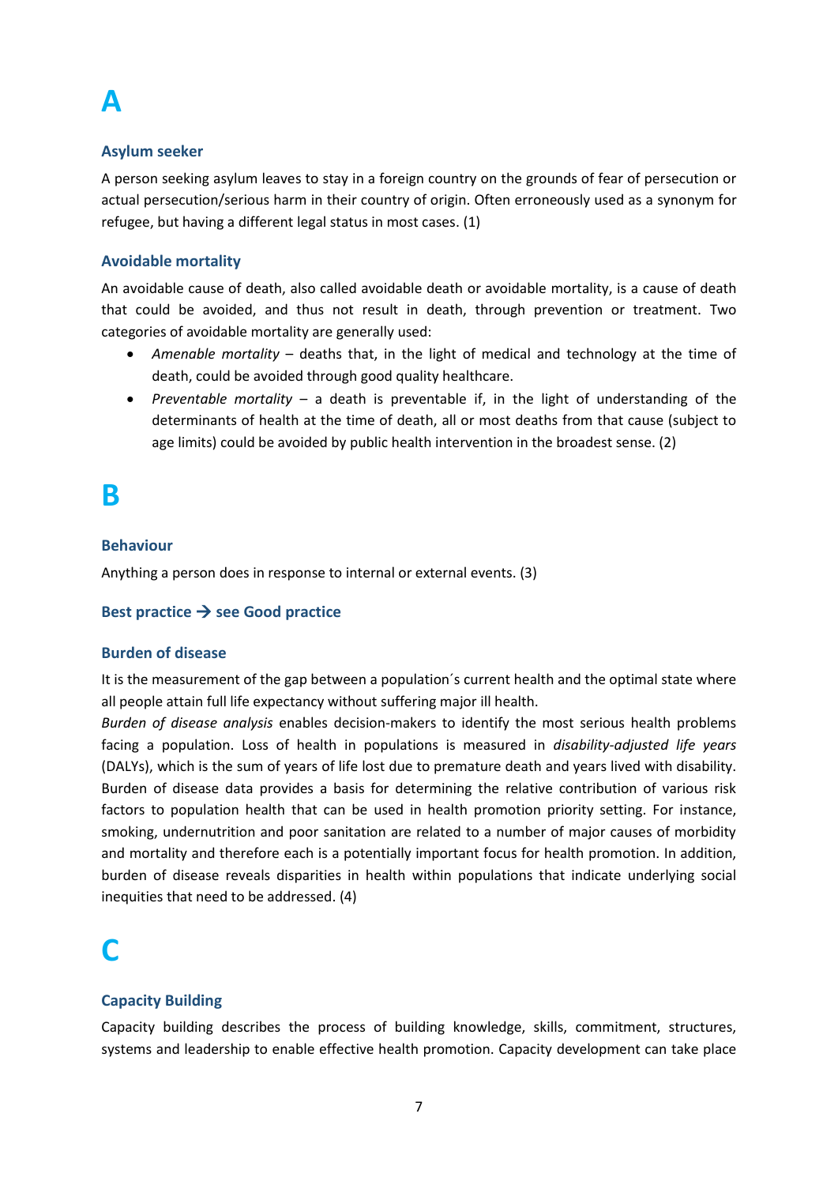# A

### Asylum seeker

A person seeking asylum leaves to stay in a foreign country on the grounds of fear of persecution or actual persecution/serious harm in their country of origin. Often erroneously used as a synonym for refugee, but having a different legal status in most cases. (1)

### Avoidable mortality

An avoidable cause of death, also called avoidable death or avoidable mortality, is a cause of death that could be avoided, and thus not result in death, through prevention or treatment. Two categories of avoidable mortality are generally used:

- *Amenable mortality* – deaths that, in the light of medical and technology at the time of death, could be avoided through good quality healthcare.
- *Preventable mortality* – a death is preventable if, in the light of understanding of the determinants of health at the time of death, all or most deaths from that cause (subject to age limits) could be avoided by public health intervention in the broadest sense. (2)

# B

### Behaviour

Anything a person does in response to internal or external events. (3)

### Best practice → see Good practice

### Burden of disease

It is the measurement of the gap between a population´s current health and the optimal state where all people attain full life expectancy without suffering major ill health.

*Burden of disease analysis* enables decision-makers to identify the most serious health problems facing a population. Loss of health in populations is measured in *disability-adjusted life years* (DALYs), which is the sum of years of life lost due to premature death and years lived with disability. Burden of disease data provides a basis for determining the relative contribution of various risk factors to population health that can be used in health promotion priority setting. For instance, smoking, undernutrition and poor sanitation are related to a number of major causes of morbidity and mortality and therefore each is a potentially important focus for health promotion. In addition, burden of disease reveals disparities in health within populations that indicate underlying social inequities that need to be addressed. (4)

# C

### Capacity Building

Capacity building describes the process of building knowledge, skills, commitment, structures, systems and leadership to enable effective health promotion. Capacity development can take place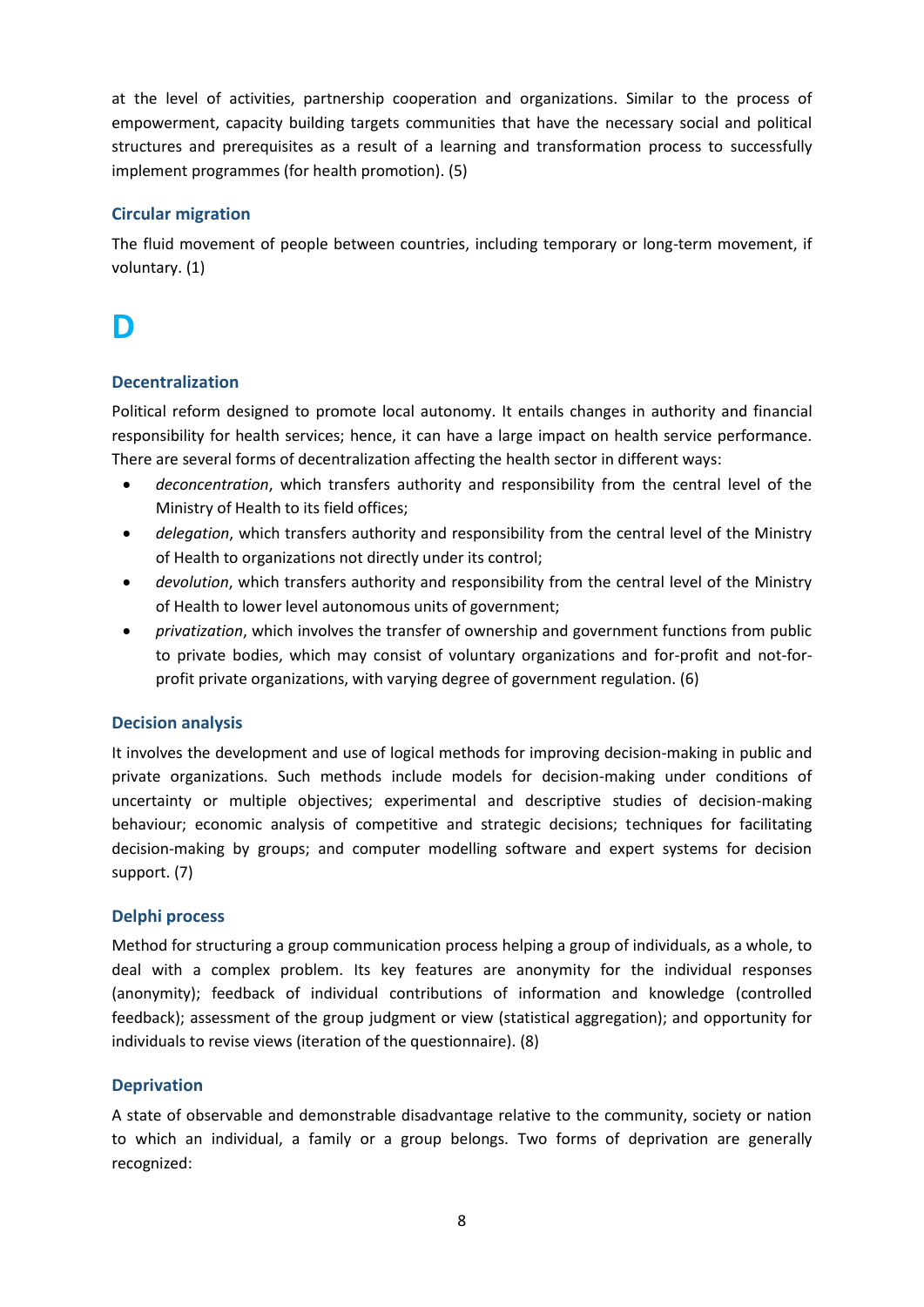at the level of activities, partnership cooperation and organizations. Similar to the process of empowerment, capacity building targets communities that have the necessary social and political structures and prerequisites as a result of a learning and transformation process to successfully implement programmes (for health promotion). (5)

### Circular migration

The fluid movement of people between countries, including temporary or long-term movement, if voluntary. (1)

# D

### Decentralization

Political reform designed to promote local autonomy. It entails changes in authority and financial responsibility for health services; hence, it can have a large impact on health service performance. There are several forms of decentralization affecting the health sector in different ways:

- *deconcentration*, which transfers authority and responsibility from the central level of the Ministry of Health to its field offices;
- *delegation*, which transfers authority and responsibility from the central level of the Ministry of Health to organizations not directly under its control;
- *devolution*, which transfers authority and responsibility from the central level of the Ministry of Health to lower level autonomous units of government;
- *privatization*, which involves the transfer of ownership and government functions from public to private bodies, which may consist of voluntary organizations and for-profit and not-for-profit private organizations, with varying degree of government regulation. (6)

### Decision analysis

It involves the development and use of logical methods for improving decision-making in public and private organizations. Such methods include models for decision-making under conditions of uncertainty or multiple objectives; experimental and descriptive studies of decision-making behaviour; economic analysis of competitive and strategic decisions; techniques for facilitating decision-making by groups; and computer modelling software and expert systems for decision support. (7)

### Delphi process

Method for structuring a group communication process helping a group of individuals, as a whole, to deal with a complex problem. Its key features are anonymity for the individual responses (anonymity); feedback of individual contributions of information and knowledge (controlled feedback); assessment of the group judgment or view (statistical aggregation); and opportunity for individuals to revise views (iteration of the questionnaire). (8)

### Deprivation

A state of observable and demonstrable disadvantage relative to the community, society or nation to which an individual, a family or a group belongs. Two forms of deprivation are generally recognized: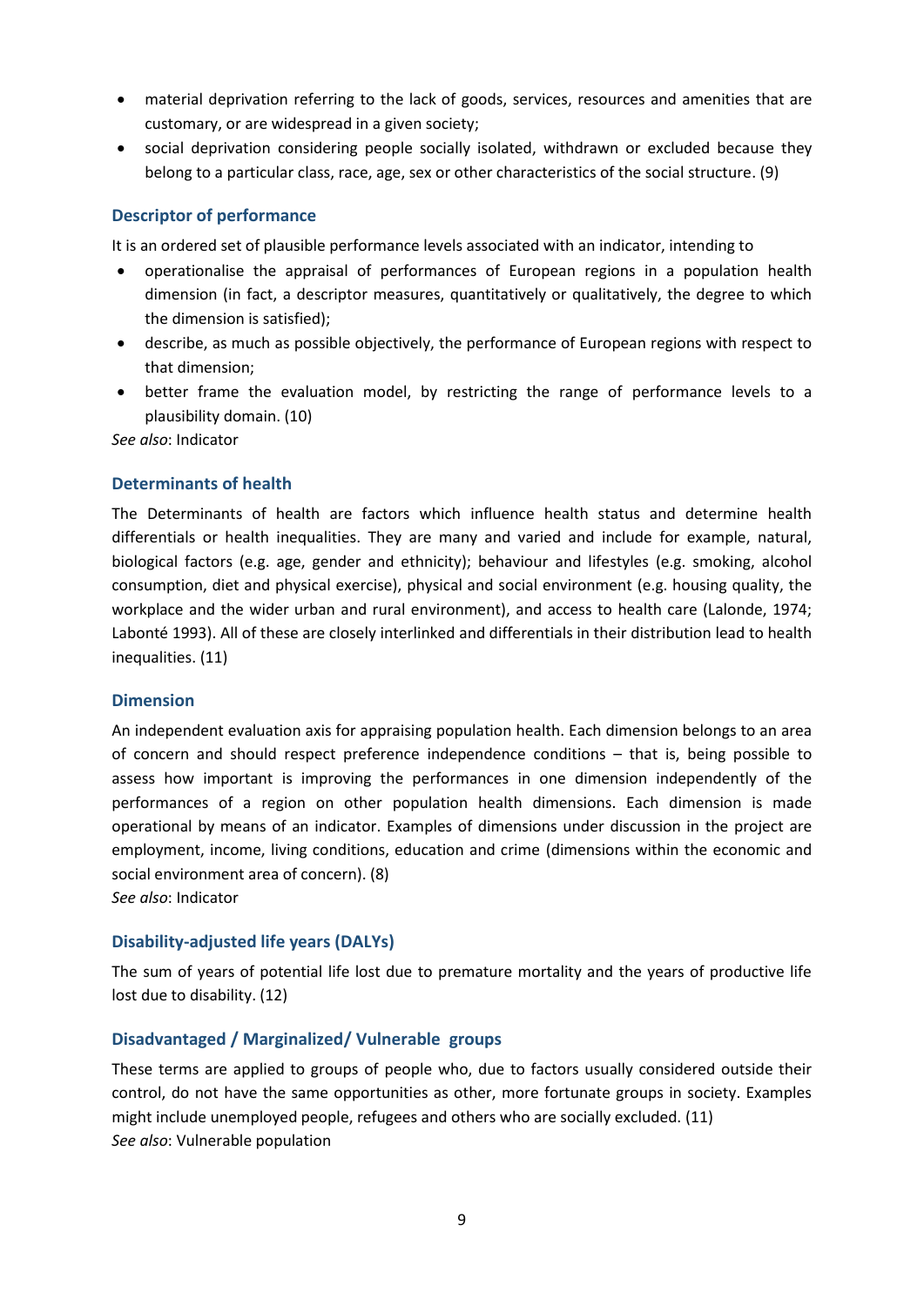- material deprivation referring to the lack of goods, services, resources and amenities that are customary, or are widespread in a given society;
- social deprivation considering people socially isolated, withdrawn or excluded because they belong to a particular class, race, age, sex or other characteristics of the social structure. (9)

### Descriptor of performance

It is an ordered set of plausible performance levels associated with an indicator, intending to

- operationalise the appraisal of performances of European regions in a population health dimension (in fact, a descriptor measures, quantitatively or qualitatively, the degree to which the dimension is satisfied);
- describe, as much as possible objectively, the performance of European regions with respect to that dimension;
- better frame the evaluation model, by restricting the range of performance levels to a plausibility domain. (10)

*See also*: Indicator

### Determinants of health

The Determinants of health are factors which influence health status and determine health differentials or health inequalities. They are many and varied and include for example, natural, biological factors (e.g. age, gender and ethnicity); behaviour and lifestyles (e.g. smoking, alcohol consumption, diet and physical exercise), physical and social environment (e.g. housing quality, the workplace and the wider urban and rural environment), and access to health care (Lalonde, 1974; Labonté 1993). All of these are closely interlinked and differentials in their distribution lead to health inequalities. (11)

### Dimension

An independent evaluation axis for appraising population health. Each dimension belongs to an area of concern and should respect preference independence conditions – that is, being possible to assess how important is improving the performances in one dimension independently of the performances of a region on other population health dimensions. Each dimension is made operational by means of an indicator. Examples of dimensions under discussion in the project are employment, income, living conditions, education and crime (dimensions within the economic and social environment area of concern). (8)

*See also*: Indicator

### Disability-adjusted life years (DALYs)

The sum of years of potential life lost due to premature mortality and the years of productive life lost due to disability. (12)

### Disadvantaged / Marginalized/ Vulnerable groups

These terms are applied to groups of people who, due to factors usually considered outside their control, do not have the same opportunities as other, more fortunate groups in society. Examples might include unemployed people, refugees and others who are socially excluded. (11)

*See also*: Vulnerable population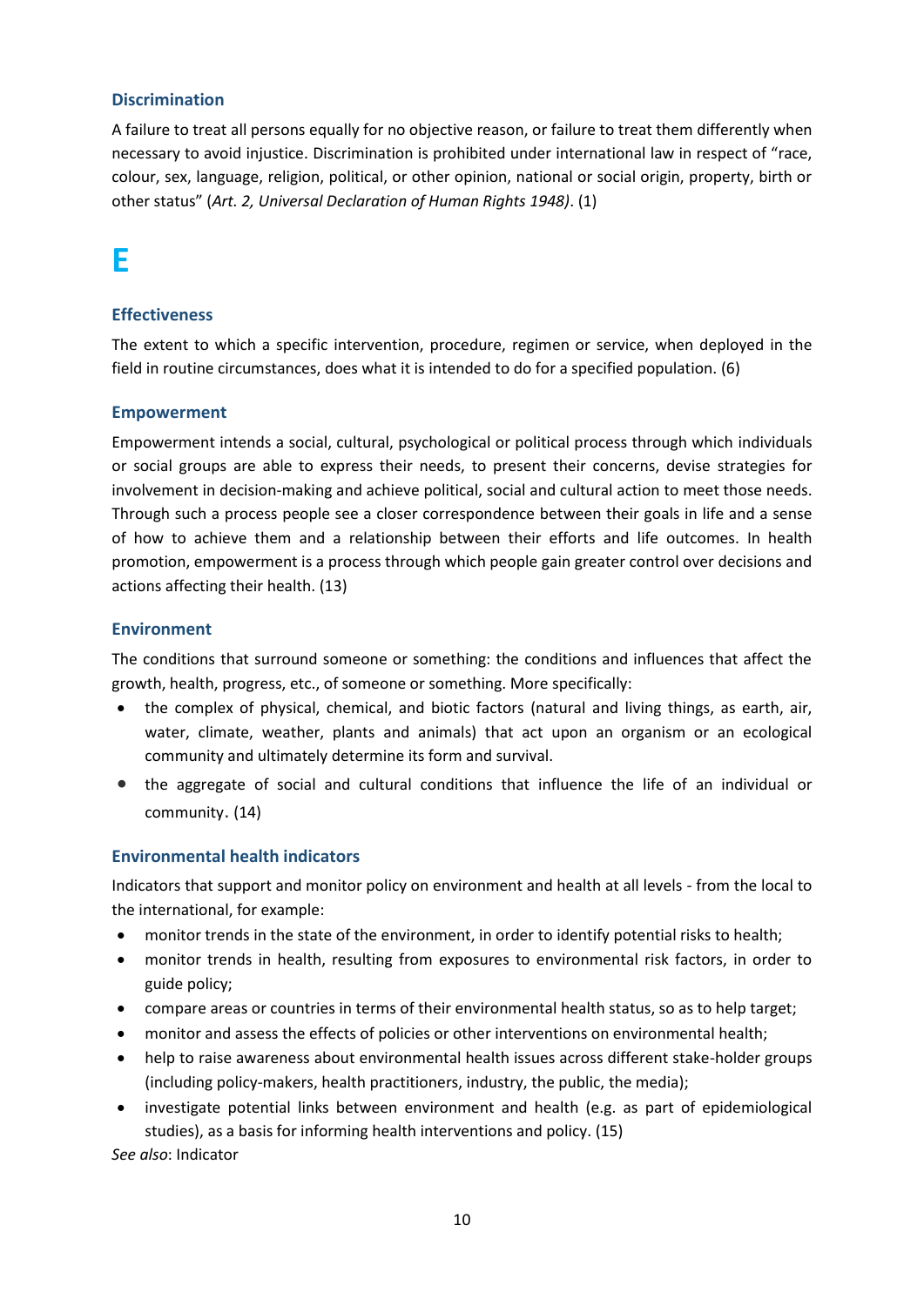### Discrimination

A failure to treat all persons equally for no objective reason, or failure to treat them differently when necessary to avoid injustice. Discrimination is prohibited under international law in respect of "race, colour, sex, language, religion, political, or other opinion, national or social origin, property, birth or other status" (*Art. 2, Universal Declaration of Human Rights 1948)*. (1)

# E

### Effectiveness

The extent to which a specific intervention, procedure, regimen or service, when deployed in the field in routine circumstances, does what it is intended to do for a specified population. (6)

### Empowerment

Empowerment intends a social, cultural, psychological or political process through which individuals or social groups are able to express their needs, to present their concerns, devise strategies for involvement in decision-making and achieve political, social and cultural action to meet those needs. Through such a process people see a closer correspondence between their goals in life and a sense of how to achieve them and a relationship between their efforts and life outcomes. In health promotion, empowerment is a process through which people gain greater control over decisions and actions affecting their health. (13)

### Environment

The conditions that surround someone or something: the conditions and influences that affect the growth, health, progress, etc., of someone or something. More specifically:

- the complex of physical, chemical, and biotic factors (natural and living things, as earth, air, water, climate, weather, plants and animals) that act upon an organism or an ecological community and ultimately determine its form and survival.
- the aggregate of social and cultural conditions that influence the life of an individual or community. (14)

### Environmental health indicators

Indicators that support and monitor policy on environment and health at all levels - from the local to the international, for example:

- monitor trends in the state of the environment, in order to identify potential risks to health;
- monitor trends in health, resulting from exposures to environmental risk factors, in order to guide policy;
- compare areas or countries in terms of their environmental health status, so as to help target;
- monitor and assess the effects of policies or other interventions on environmental health;
- help to raise awareness about environmental health issues across different stake-holder groups (including policy-makers, health practitioners, industry, the public, the media);
- investigate potential links between environment and health (e.g. as part of epidemiological studies), as a basis for informing health interventions and policy. (15)

*See also*: Indicator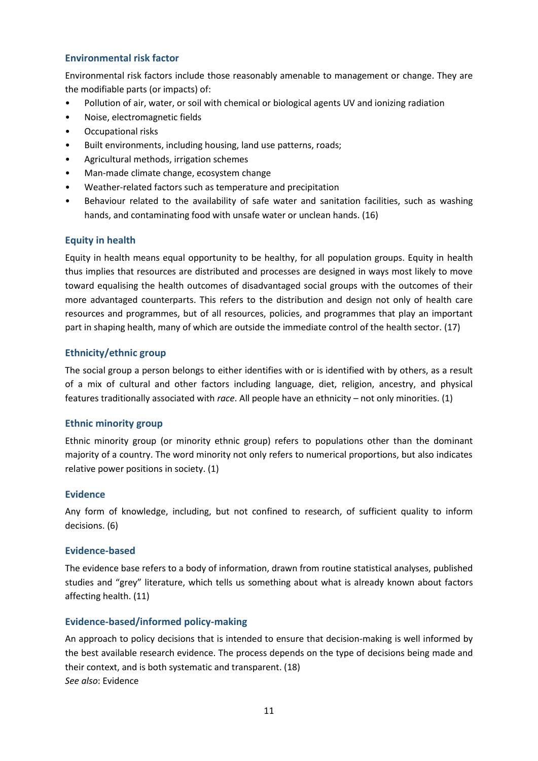### Environmental risk factor

Environmental risk factors include those reasonably amenable to management or change. They are the modifiable parts (or impacts) of:

- Pollution of air, water, or soil with chemical or biological agents UV and ionizing radiation
- Noise, electromagnetic fields
- Occupational risks
- Built environments, including housing, land use patterns, roads;
- Agricultural methods, irrigation schemes
- Man-made climate change, ecosystem change
- Weather-related factors such as temperature and precipitation
- Behaviour related to the availability of safe water and sanitation facilities, such as washing hands, and contaminating food with unsafe water or unclean hands. (16)

### Equity in health

Equity in health means equal opportunity to be healthy, for all population groups. Equity in health thus implies that resources are distributed and processes are designed in ways most likely to move toward equalising the health outcomes of disadvantaged social groups with the outcomes of their more advantaged counterparts. This refers to the distribution and design not only of health care resources and programmes, but of all resources, policies, and programmes that play an important part in shaping health, many of which are outside the immediate control of the health sector. (17)

### Ethnicity/ethnic group

The social group a person belongs to either identifies with or is identified with by others, as a result of a mix of cultural and other factors including language, diet, religion, ancestry, and physical features traditionally associated with *race*. All people have an ethnicity – not only minorities. (1)

### Ethnic minority group

Ethnic minority group (or minority ethnic group) refers to populations other than the dominant majority of a country. The word minority not only refers to numerical proportions, but also indicates relative power positions in society. (1)

### Evidence

Any form of knowledge, including, but not confined to research, of sufficient quality to inform decisions. (6)

### Evidence-based

The evidence base refers to a body of information, drawn from routine statistical analyses, published studies and "grey" literature, which tells us something about what is already known about factors affecting health. (11)

### Evidence-based/informed policy-making

An approach to policy decisions that is intended to ensure that decision-making is well informed by the best available research evidence. The process depends on the type of decisions being made and their context, and is both systematic and transparent. (18)
*See also*: Evidence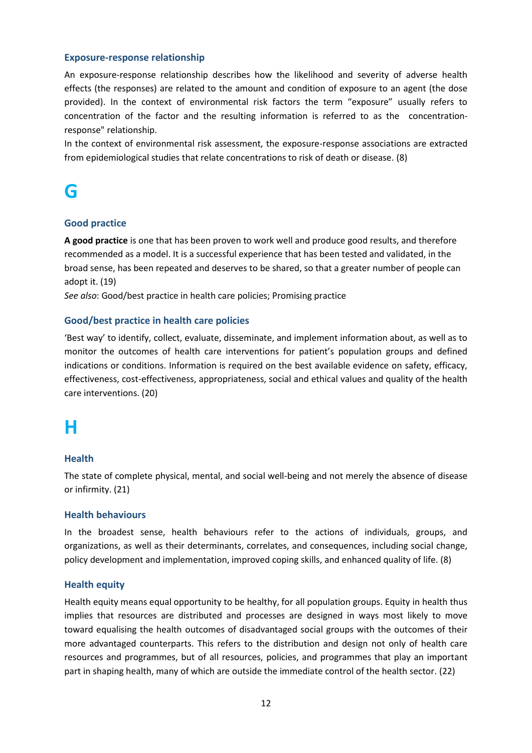### Exposure-response relationship

An exposure-response relationship describes how the likelihood and severity of adverse health effects (the responses) are related to the amount and condition of exposure to an agent (the dose provided). In the context of environmental risk factors the term “exposure” usually refers to concentration of the factor and the resulting information is referred to as the concentration-response" relationship.

In the context of environmental risk assessment, the exposure-response associations are extracted from epidemiological studies that relate concentrations to risk of death or disease. (8)

# G

### Good practice

**A good practice** is one that has been proven to work well and produce good results, and therefore recommended as a model. It is a successful experience that has been tested and validated, in the broad sense, has been repeated and deserves to be shared, so that a greater number of people can adopt it. (19)

*See also*: Good/best practice in health care policies; Promising practice

### Good/best practice in health care policies

‘Best way’ to identify, collect, evaluate, disseminate, and implement information about, as well as to monitor the outcomes of health care interventions for patient’s population groups and defined indications or conditions. Information is required on the best available evidence on safety, efficacy, effectiveness, cost-effectiveness, appropriateness, social and ethical values and quality of the health care interventions. (20)

# H

### Health

The state of complete physical, mental, and social well-being and not merely the absence of disease or infirmity. (21)

### Health behaviours

In the broadest sense, health behaviours refer to the actions of individuals, groups, and organizations, as well as their determinants, correlates, and consequences, including social change, policy development and implementation, improved coping skills, and enhanced quality of life. (8)

### Health equity

Health equity means equal opportunity to be healthy, for all population groups. Equity in health thus implies that resources are distributed and processes are designed in ways most likely to move toward equalising the health outcomes of disadvantaged social groups with the outcomes of their more advantaged counterparts. This refers to the distribution and design not only of health care resources and programmes, but of all resources, policies, and programmes that play an important part in shaping health, many of which are outside the immediate control of the health sector. (22)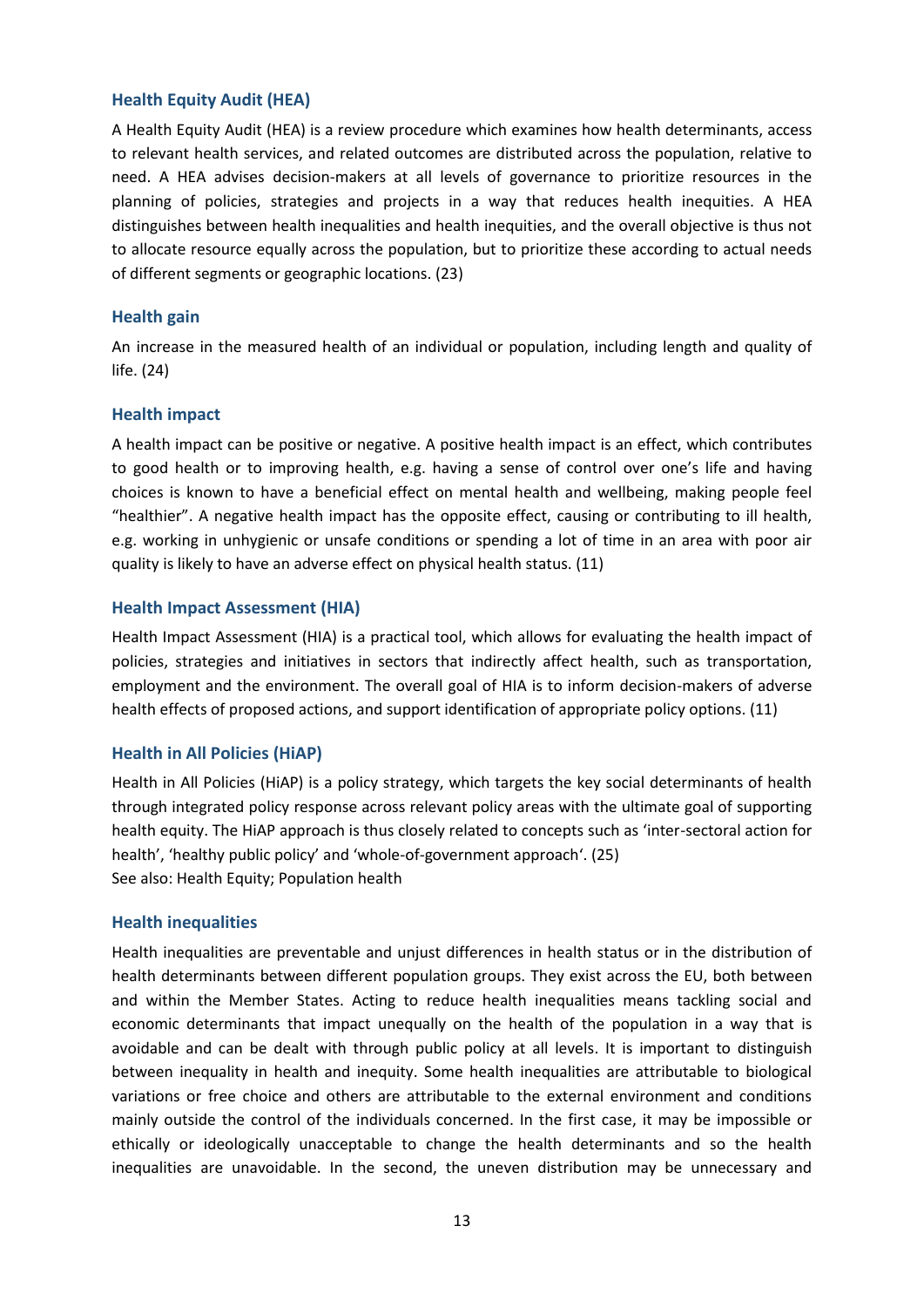### Health Equity Audit (HEA)

A Health Equity Audit (HEA) is a review procedure which examines how health determinants, access to relevant health services, and related outcomes are distributed across the population, relative to need. A HEA advises decision-makers at all levels of governance to prioritize resources in the planning of policies, strategies and projects in a way that reduces health inequities. A HEA distinguishes between health inequalities and health inequities, and the overall objective is thus not to allocate resource equally across the population, but to prioritize these according to actual needs of different segments or geographic locations. (23)

### Health gain

An increase in the measured health of an individual or population, including length and quality of life. (24)

### Health impact

A health impact can be positive or negative. A positive health impact is an effect, which contributes to good health or to improving health, e.g. having a sense of control over one's life and having choices is known to have a beneficial effect on mental health and wellbeing, making people feel "healthier". A negative health impact has the opposite effect, causing or contributing to ill health, e.g. working in unhygienic or unsafe conditions or spending a lot of time in an area with poor air quality is likely to have an adverse effect on physical health status. (11)

### Health Impact Assessment (HIA)

Health Impact Assessment (HIA) is a practical tool, which allows for evaluating the health impact of policies, strategies and initiatives in sectors that indirectly affect health, such as transportation, employment and the environment. The overall goal of HIA is to inform decision-makers of adverse health effects of proposed actions, and support identification of appropriate policy options. (11)

### Health in All Policies (HiAP)

Health in All Policies (HiAP) is a policy strategy, which targets the key social determinants of health through integrated policy response across relevant policy areas with the ultimate goal of supporting health equity. The HiAP approach is thus closely related to concepts such as 'inter-sectoral action for health', 'healthy public policy' and 'whole-of-government approach'. (25)
See also: Health Equity; Population health

### Health inequalities

Health inequalities are preventable and unjust differences in health status or in the distribution of health determinants between different population groups. They exist across the EU, both between and within the Member States. Acting to reduce health inequalities means tackling social and economic determinants that impact unequally on the health of the population in a way that is avoidable and can be dealt with through public policy at all levels. It is important to distinguish between inequality in health and inequity. Some health inequalities are attributable to biological variations or free choice and others are attributable to the external environment and conditions mainly outside the control of the individuals concerned. In the first case, it may be impossible or ethically or ideologically unacceptable to change the health determinants and so the health inequalities are unavoidable. In the second, the uneven distribution may be unnecessary and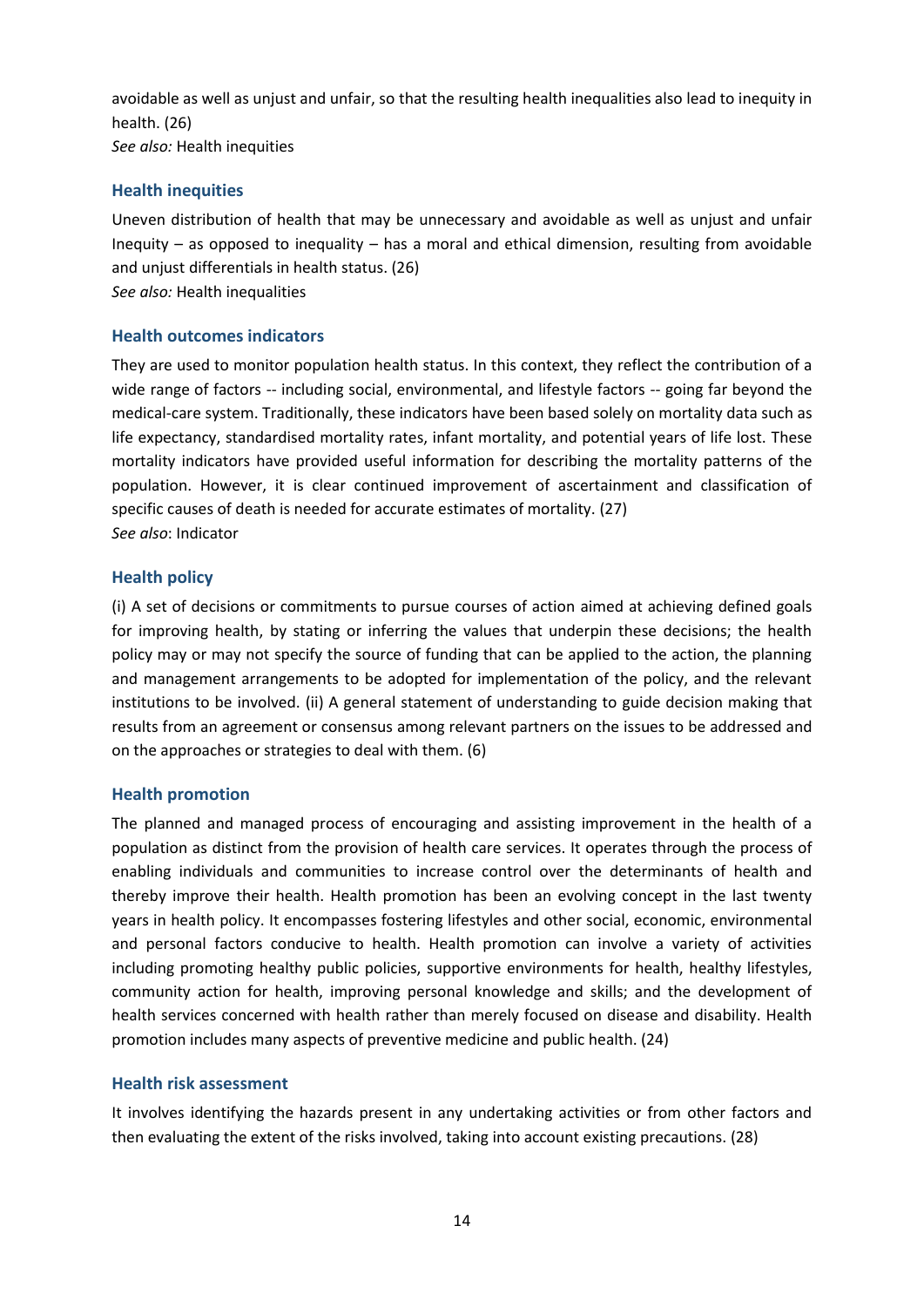avoidable as well as unjust and unfair, so that the resulting health inequalities also lead to inequity in health. (26)
*See also:* Health inequities

### Health inequities

Uneven distribution of health that may be unnecessary and avoidable as well as unjust and unfair Inequity – as opposed to inequality – has a moral and ethical dimension, resulting from avoidable and unjust differentials in health status. (26)
*See also:* Health inequalities

### Health outcomes indicators

They are used to monitor population health status. In this context, they reflect the contribution of a wide range of factors -- including social, environmental, and lifestyle factors -- going far beyond the medical-care system. Traditionally, these indicators have been based solely on mortality data such as life expectancy, standardised mortality rates, infant mortality, and potential years of life lost. These mortality indicators have provided useful information for describing the mortality patterns of the population. However, it is clear continued improvement of ascertainment and classification of specific causes of death is needed for accurate estimates of mortality. (27)
*See also*: Indicator

### Health policy

(i) A set of decisions or commitments to pursue courses of action aimed at achieving defined goals for improving health, by stating or inferring the values that underpin these decisions; the health policy may or may not specify the source of funding that can be applied to the action, the planning and management arrangements to be adopted for implementation of the policy, and the relevant institutions to be involved. (ii) A general statement of understanding to guide decision making that results from an agreement or consensus among relevant partners on the issues to be addressed and on the approaches or strategies to deal with them. (6)

### Health promotion

The planned and managed process of encouraging and assisting improvement in the health of a population as distinct from the provision of health care services. It operates through the process of enabling individuals and communities to increase control over the determinants of health and thereby improve their health. Health promotion has been an evolving concept in the last twenty years in health policy. It encompasses fostering lifestyles and other social, economic, environmental and personal factors conducive to health. Health promotion can involve a variety of activities including promoting healthy public policies, supportive environments for health, healthy lifestyles, community action for health, improving personal knowledge and skills; and the development of health services concerned with health rather than merely focused on disease and disability. Health promotion includes many aspects of preventive medicine and public health. (24)

### Health risk assessment

It involves identifying the hazards present in any undertaking activities or from other factors and then evaluating the extent of the risks involved, taking into account existing precautions. (28)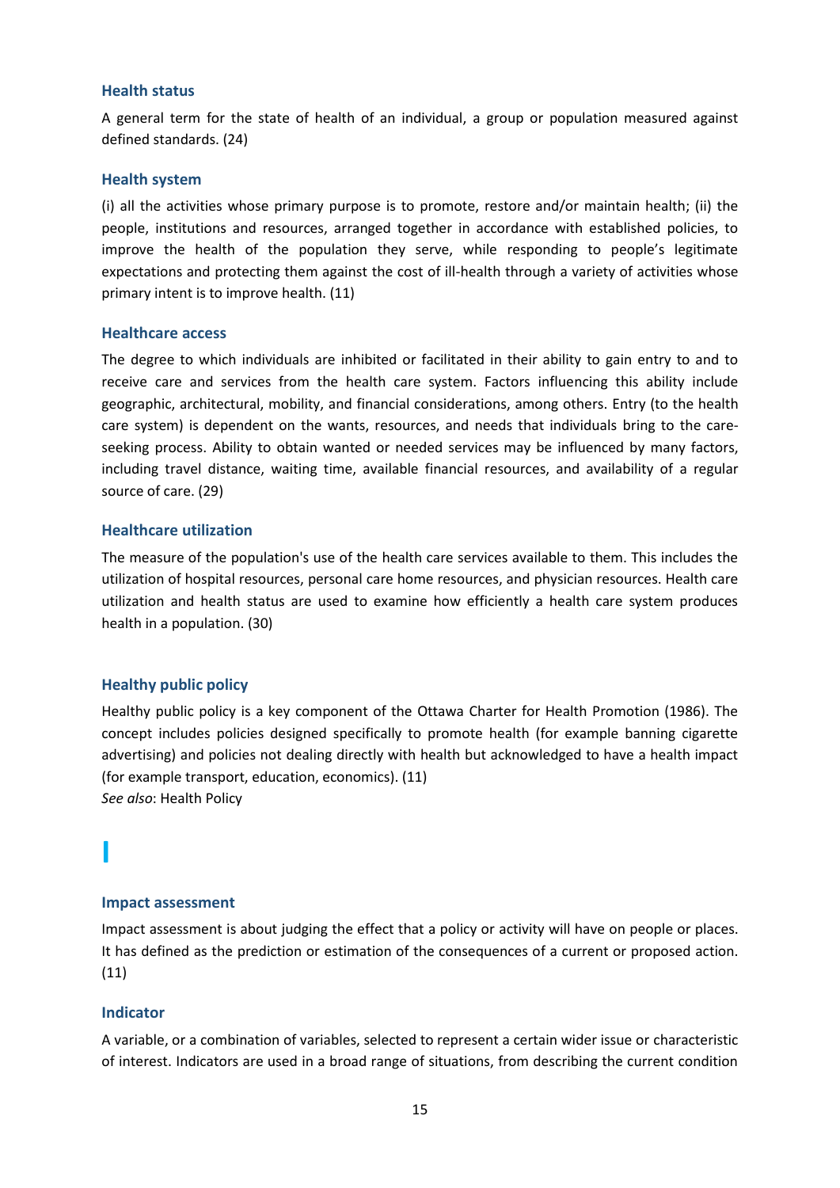### Health status

A general term for the state of health of an individual, a group or population measured against defined standards. (24)

### Health system

(i) all the activities whose primary purpose is to promote, restore and/or maintain health; (ii) the people, institutions and resources, arranged together in accordance with established policies, to improve the health of the population they serve, while responding to people's legitimate expectations and protecting them against the cost of ill-health through a variety of activities whose primary intent is to improve health. (11)

### Healthcare access

The degree to which individuals are inhibited or facilitated in their ability to gain entry to and to receive care and services from the health care system. Factors influencing this ability include geographic, architectural, mobility, and financial considerations, among others. Entry (to the health care system) is dependent on the wants, resources, and needs that individuals bring to the care-seeking process. Ability to obtain wanted or needed services may be influenced by many factors, including travel distance, waiting time, available financial resources, and availability of a regular source of care. (29)

### Healthcare utilization

The measure of the population's use of the health care services available to them. This includes the utilization of hospital resources, personal care home resources, and physician resources. Health care utilization and health status are used to examine how efficiently a health care system produces health in a population. (30)

### Healthy public policy

Healthy public policy is a key component of the Ottawa Charter for Health Promotion (1986). The concept includes policies designed specifically to promote health (for example banning cigarette advertising) and policies not dealing directly with health but acknowledged to have a health impact (for example transport, education, economics). (11)
*See also*: Health Policy

## I

### Impact assessment

Impact assessment is about judging the effect that a policy or activity will have on people or places. It has defined as the prediction or estimation of the consequences of a current or proposed action. (11)

### Indicator

A variable, or a combination of variables, selected to represent a certain wider issue or characteristic of interest. Indicators are used in a broad range of situations, from describing the current condition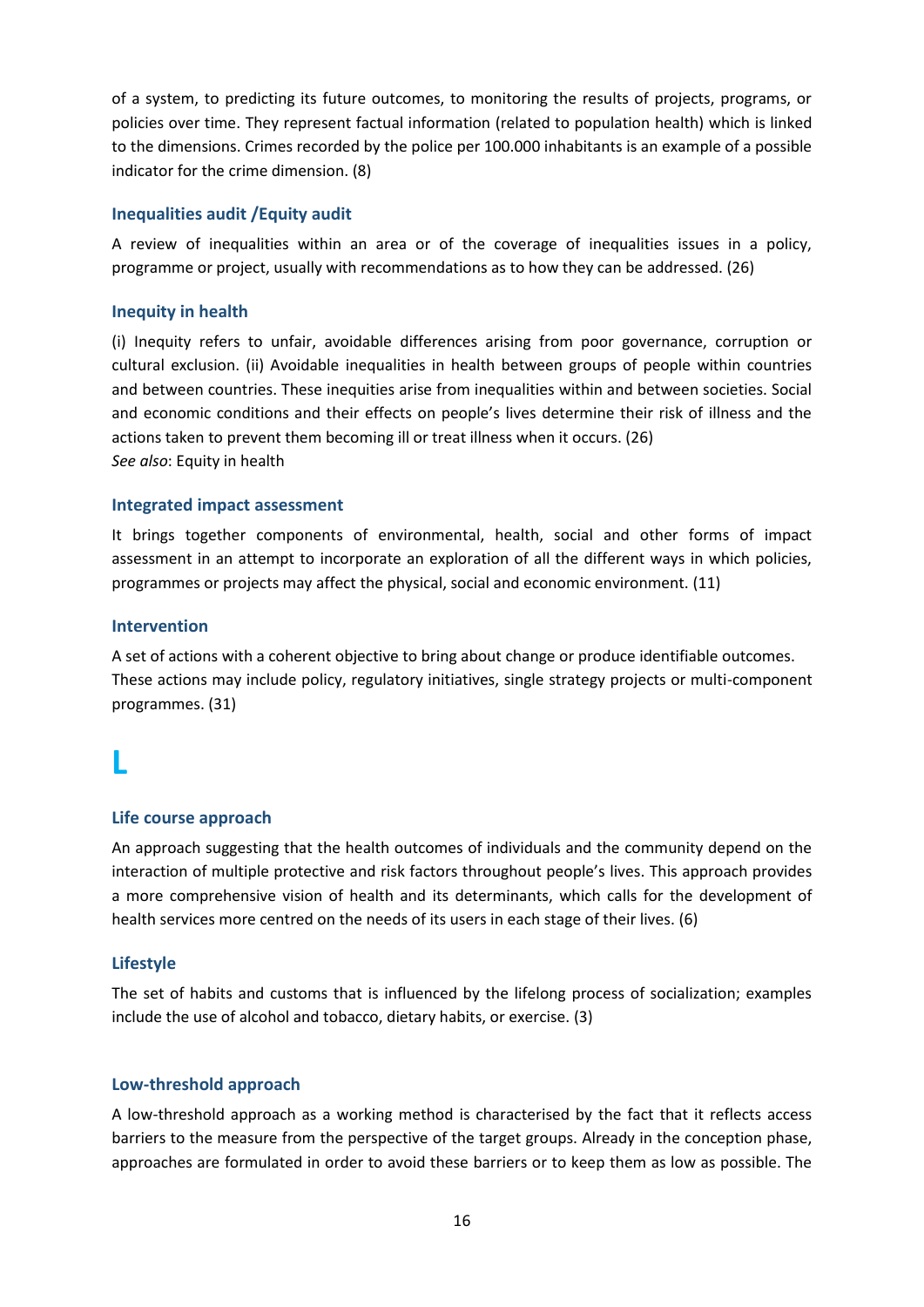of a system, to predicting its future outcomes, to monitoring the results of projects, programs, or policies over time. They represent factual information (related to population health) which is linked to the dimensions. Crimes recorded by the police per 100.000 inhabitants is an example of a possible indicator for the crime dimension. (8)

### Inequalities audit /Equity audit

A review of inequalities within an area or of the coverage of inequalities issues in a policy, programme or project, usually with recommendations as to how they can be addressed. (26)

### Inequity in health

(i) Inequity refers to unfair, avoidable differences arising from poor governance, corruption or cultural exclusion. (ii) Avoidable inequalities in health between groups of people within countries and between countries. These inequities arise from inequalities within and between societies. Social and economic conditions and their effects on people's lives determine their risk of illness and the actions taken to prevent them becoming ill or treat illness when it occurs. (26)
*See also*: Equity in health

### Integrated impact assessment

It brings together components of environmental, health, social and other forms of impact assessment in an attempt to incorporate an exploration of all the different ways in which policies, programmes or projects may affect the physical, social and economic environment. (11)

### Intervention

A set of actions with a coherent objective to bring about change or produce identifiable outcomes. These actions may include policy, regulatory initiatives, single strategy projects or multi-component programmes. (31)

## L

### Life course approach

An approach suggesting that the health outcomes of individuals and the community depend on the interaction of multiple protective and risk factors throughout people's lives. This approach provides a more comprehensive vision of health and its determinants, which calls for the development of health services more centred on the needs of its users in each stage of their lives. (6)

### Lifestyle

The set of habits and customs that is influenced by the lifelong process of socialization; examples include the use of alcohol and tobacco, dietary habits, or exercise. (3)

### Low-threshold approach

A low-threshold approach as a working method is characterised by the fact that it reflects access barriers to the measure from the perspective of the target groups. Already in the conception phase, approaches are formulated in order to avoid these barriers or to keep them as low as possible. The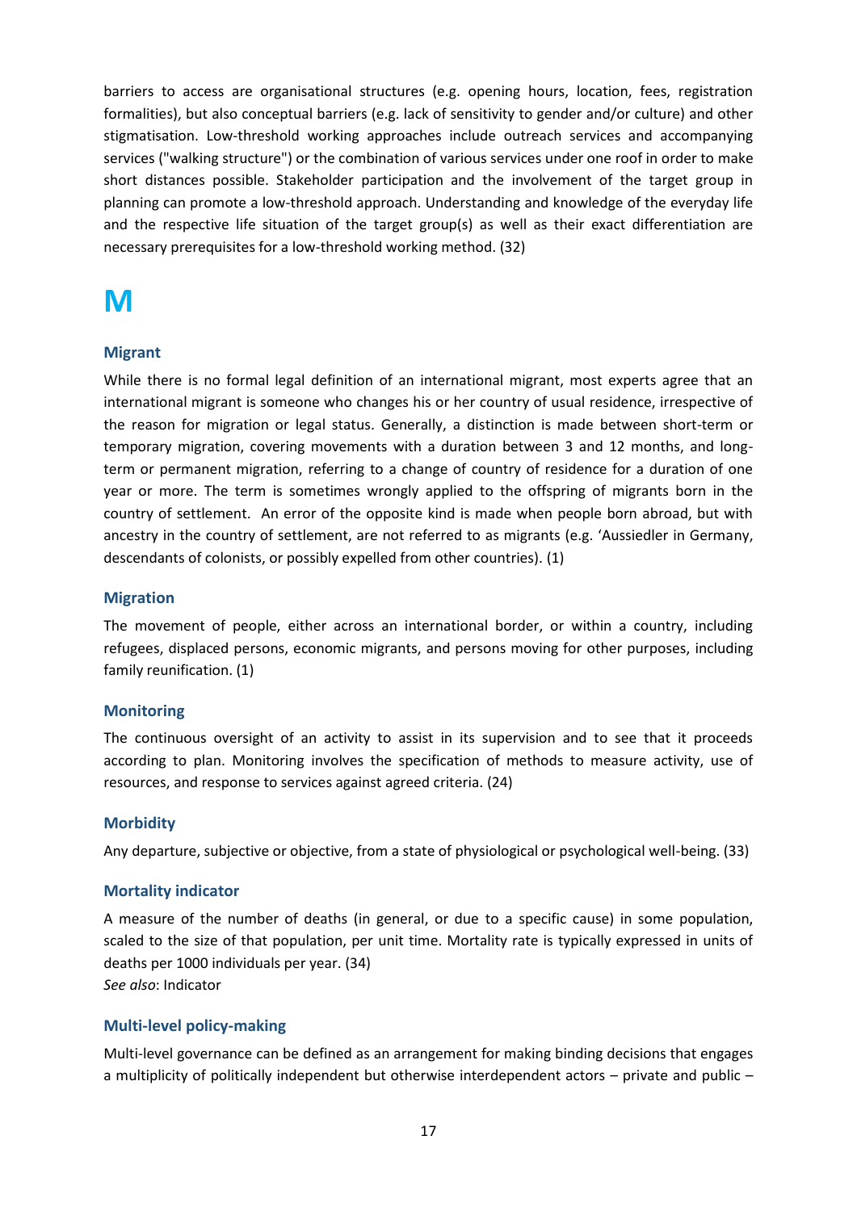barriers to access are organisational structures (e.g. opening hours, location, fees, registration formalities), but also conceptual barriers (e.g. lack of sensitivity to gender and/or culture) and other stigmatisation. Low-threshold working approaches include outreach services and accompanying services ("walking structure") or the combination of various services under one roof in order to make short distances possible. Stakeholder participation and the involvement of the target group in planning can promote a low-threshold approach. Understanding and knowledge of the everyday life and the respective life situation of the target group(s) as well as their exact differentiation are necessary prerequisites for a low-threshold working method. (32)

# M

### Migrant

While there is no formal legal definition of an international migrant, most experts agree that an international migrant is someone who changes his or her country of usual residence, irrespective of the reason for migration or legal status. Generally, a distinction is made between short-term or temporary migration, covering movements with a duration between 3 and 12 months, and long-term or permanent migration, referring to a change of country of residence for a duration of one year or more. The term is sometimes wrongly applied to the offspring of migrants born in the country of settlement. An error of the opposite kind is made when people born abroad, but with ancestry in the country of settlement, are not referred to as migrants (e.g. 'Aussiedler in Germany, descendants of colonists, or possibly expelled from other countries). (1)

### Migration

The movement of people, either across an international border, or within a country, including refugees, displaced persons, economic migrants, and persons moving for other purposes, including family reunification. (1)

### Monitoring

The continuous oversight of an activity to assist in its supervision and to see that it proceeds according to plan. Monitoring involves the specification of methods to measure activity, use of resources, and response to services against agreed criteria. (24)

### Morbidity

Any departure, subjective or objective, from a state of physiological or psychological well-being. (33)

### Mortality indicator

A measure of the number of deaths (in general, or due to a specific cause) in some population, scaled to the size of that population, per unit time. Mortality rate is typically expressed in units of deaths per 1000 individuals per year. (34)
*See also*: Indicator

### Multi-level policy-making

Multi-level governance can be defined as an arrangement for making binding decisions that engages a multiplicity of politically independent but otherwise interdependent actors – private and public –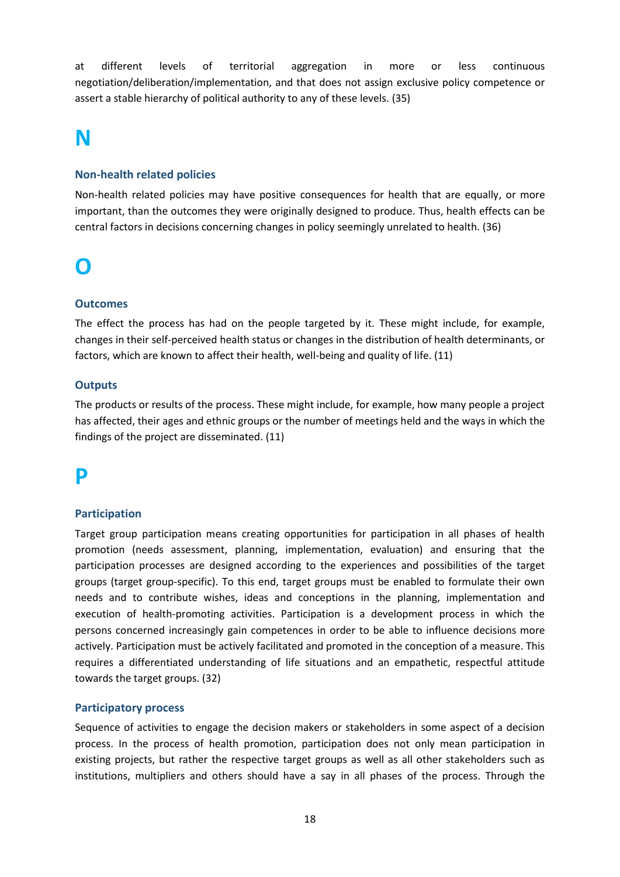at different levels of territorial aggregation in more or less continuous negotiation/deliberation/implementation, and that does not assign exclusive policy competence or assert a stable hierarchy of political authority to any of these levels. (35)

# N

### Non-health related policies

Non-health related policies may have positive consequences for health that are equally, or more important, than the outcomes they were originally designed to produce. Thus, health effects can be central factors in decisions concerning changes in policy seemingly unrelated to health. (36)

# O

### Outcomes

The effect the process has had on the people targeted by it. These might include, for example, changes in their self-perceived health status or changes in the distribution of health determinants, or factors, which are known to affect their health, well-being and quality of life. (11)

### Outputs

The products or results of the process. These might include, for example, how many people a project has affected, their ages and ethnic groups or the number of meetings held and the ways in which the findings of the project are disseminated. (11)

# P

### Participation

Target group participation means creating opportunities for participation in all phases of health promotion (needs assessment, planning, implementation, evaluation) and ensuring that the participation processes are designed according to the experiences and possibilities of the target groups (target group-specific). To this end, target groups must be enabled to formulate their own needs and to contribute wishes, ideas and conceptions in the planning, implementation and execution of health-promoting activities. Participation is a development process in which the persons concerned increasingly gain competences in order to be able to influence decisions more actively. Participation must be actively facilitated and promoted in the conception of a measure. This requires a differentiated understanding of life situations and an empathetic, respectful attitude towards the target groups. (32)

### Participatory process

Sequence of activities to engage the decision makers or stakeholders in some aspect of a decision process. In the process of health promotion, participation does not only mean participation in existing projects, but rather the respective target groups as well as all other stakeholders such as institutions, multipliers and others should have a say in all phases of the process. Through the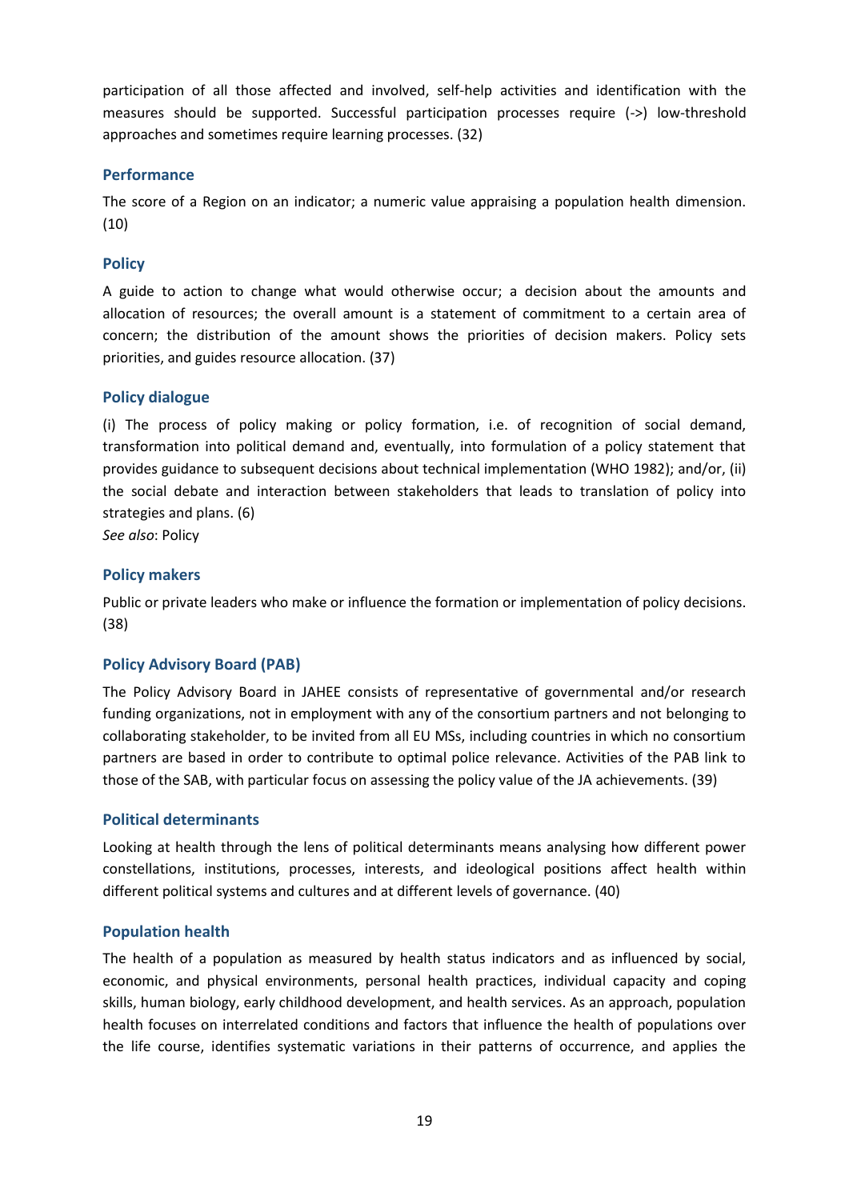participation of all those affected and involved, self-help activities and identification with the measures should be supported. Successful participation processes require (->) low-threshold approaches and sometimes require learning processes. (32)

### Performance

The score of a Region on an indicator; a numeric value appraising a population health dimension. (10)

### Policy

A guide to action to change what would otherwise occur; a decision about the amounts and allocation of resources; the overall amount is a statement of commitment to a certain area of concern; the distribution of the amount shows the priorities of decision makers. Policy sets priorities, and guides resource allocation. (37)

### Policy dialogue

(i) The process of policy making or policy formation, i.e. of recognition of social demand, transformation into political demand and, eventually, into formulation of a policy statement that provides guidance to subsequent decisions about technical implementation (WHO 1982); and/or, (ii) the social debate and interaction between stakeholders that leads to translation of policy into strategies and plans. (6)

*See also*: Policy

### Policy makers

Public or private leaders who make or influence the formation or implementation of policy decisions. (38)

### Policy Advisory Board (PAB)

The Policy Advisory Board in JAHEE consists of representative of governmental and/or research funding organizations, not in employment with any of the consortium partners and not belonging to collaborating stakeholder, to be invited from all EU MSs, including countries in which no consortium partners are based in order to contribute to optimal police relevance. Activities of the PAB link to those of the SAB, with particular focus on assessing the policy value of the JA achievements. (39)

### Political determinants

Looking at health through the lens of political determinants means analysing how different power constellations, institutions, processes, interests, and ideological positions affect health within different political systems and cultures and at different levels of governance. (40)

### Population health

The health of a population as measured by health status indicators and as influenced by social, economic, and physical environments, personal health practices, individual capacity and coping skills, human biology, early childhood development, and health services. As an approach, population health focuses on interrelated conditions and factors that influence the health of populations over the life course, identifies systematic variations in their patterns of occurrence, and applies the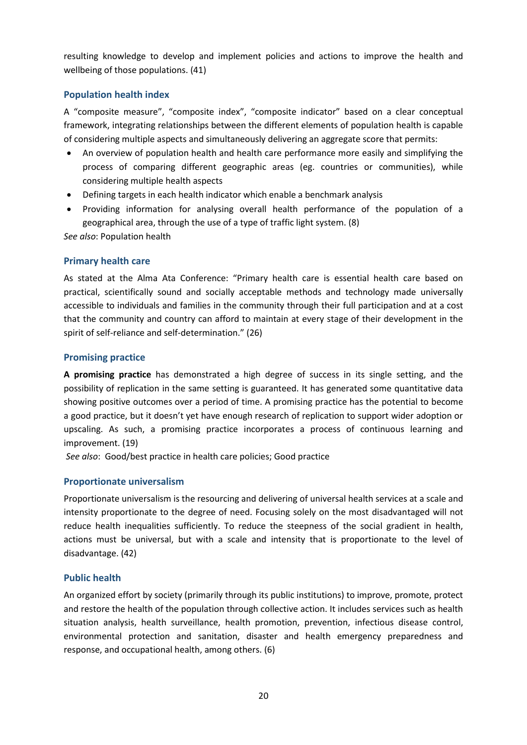resulting knowledge to develop and implement policies and actions to improve the health and wellbeing of those populations. (41)

### Population health index

A "composite measure", "composite index", "composite indicator" based on a clear conceptual framework, integrating relationships between the different elements of population health is capable of considering multiple aspects and simultaneously delivering an aggregate score that permits:

- An overview of population health and health care performance more easily and simplifying the process of comparing different geographic areas (eg. countries or communities), while considering multiple health aspects
- Defining targets in each health indicator which enable a benchmark analysis
- Providing information for analysing overall health performance of the population of a geographical area, through the use of a type of traffic light system. (8)

*See also*: Population health

### Primary health care

As stated at the Alma Ata Conference: "Primary health care is essential health care based on practical, scientifically sound and socially acceptable methods and technology made universally accessible to individuals and families in the community through their full participation and at a cost that the community and country can afford to maintain at every stage of their development in the spirit of self-reliance and self-determination." (26)

### Promising practice

**A promising practice** has demonstrated a high degree of success in its single setting, and the possibility of replication in the same setting is guaranteed. It has generated some quantitative data showing positive outcomes over a period of time. A promising practice has the potential to become a good practice, but it doesn't yet have enough research of replication to support wider adoption or upscaling. As such, a promising practice incorporates a process of continuous learning and improvement. (19)

*See also*: Good/best practice in health care policies; Good practice

### Proportionate universalism

Proportionate universalism is the resourcing and delivering of universal health services at a scale and intensity proportionate to the degree of need. Focusing solely on the most disadvantaged will not reduce health inequalities sufficiently. To reduce the steepness of the social gradient in health, actions must be universal, but with a scale and intensity that is proportionate to the level of disadvantage. (42)

### Public health

An organized effort by society (primarily through its public institutions) to improve, promote, protect and restore the health of the population through collective action. It includes services such as health situation analysis, health surveillance, health promotion, prevention, infectious disease control, environmental protection and sanitation, disaster and health emergency preparedness and response, and occupational health, among others. (6)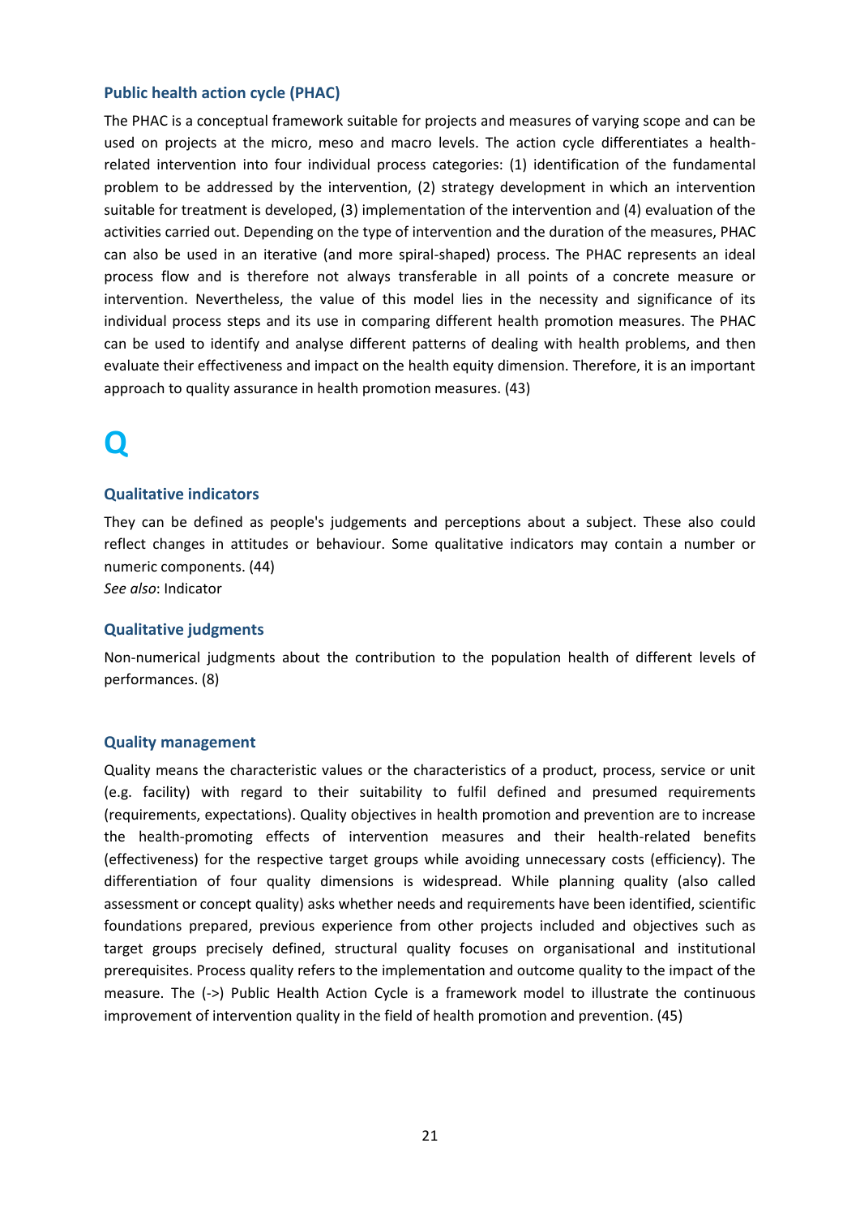### Public health action cycle (PHAC)

The PHAC is a conceptual framework suitable for projects and measures of varying scope and can be used on projects at the micro, meso and macro levels. The action cycle differentiates a health-related intervention into four individual process categories: (1) identification of the fundamental problem to be addressed by the intervention, (2) strategy development in which an intervention suitable for treatment is developed, (3) implementation of the intervention and (4) evaluation of the activities carried out. Depending on the type of intervention and the duration of the measures, PHAC can also be used in an iterative (and more spiral-shaped) process. The PHAC represents an ideal process flow and is therefore not always transferable in all points of a concrete measure or intervention. Nevertheless, the value of this model lies in the necessity and significance of its individual process steps and its use in comparing different health promotion measures. The PHAC can be used to identify and analyse different patterns of dealing with health problems, and then evaluate their effectiveness and impact on the health equity dimension. Therefore, it is an important approach to quality assurance in health promotion measures. (43)

# Q

### Qualitative indicators

They can be defined as people's judgements and perceptions about a subject. These also could reflect changes in attitudes or behaviour. Some qualitative indicators may contain a number or numeric components. (44)
*See also*: Indicator

### Qualitative judgments

Non-numerical judgments about the contribution to the population health of different levels of performances. (8)

### Quality management

Quality means the characteristic values or the characteristics of a product, process, service or unit (e.g. facility) with regard to their suitability to fulfil defined and presumed requirements (requirements, expectations). Quality objectives in health promotion and prevention are to increase the health-promoting effects of intervention measures and their health-related benefits (effectiveness) for the respective target groups while avoiding unnecessary costs (efficiency). The differentiation of four quality dimensions is widespread. While planning quality (also called assessment or concept quality) asks whether needs and requirements have been identified, scientific foundations prepared, previous experience from other projects included and objectives such as target groups precisely defined, structural quality focuses on organisational and institutional prerequisites. Process quality refers to the implementation and outcome quality to the impact of the measure. The (->) Public Health Action Cycle is a framework model to illustrate the continuous improvement of intervention quality in the field of health promotion and prevention. (45)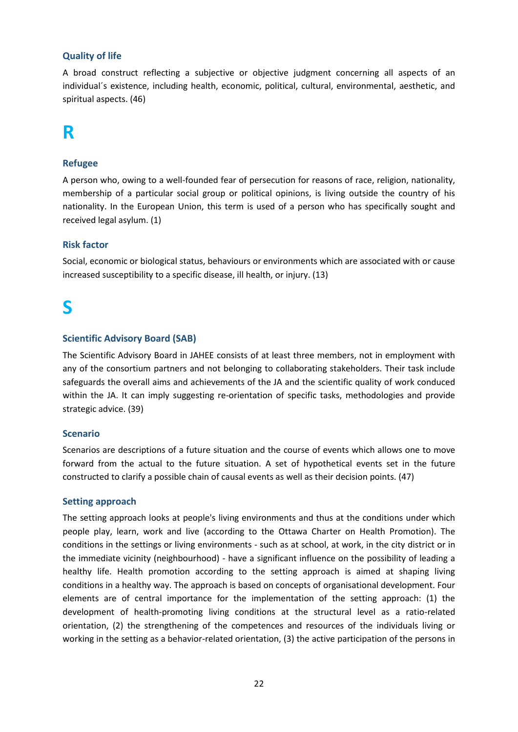### Quality of life

A broad construct reflecting a subjective or objective judgment concerning all aspects of an individual´s existence, including health, economic, political, cultural, environmental, aesthetic, and spiritual aspects. (46)

# R

### Refugee

A person who, owing to a well-founded fear of persecution for reasons of race, religion, nationality, membership of a particular social group or political opinions, is living outside the country of his nationality. In the European Union, this term is used of a person who has specifically sought and received legal asylum. (1)

### Risk factor

Social, economic or biological status, behaviours or environments which are associated with or cause increased susceptibility to a specific disease, ill health, or injury. (13)

# S

### Scientific Advisory Board (SAB)

The Scientific Advisory Board in JAHEE consists of at least three members, not in employment with any of the consortium partners and not belonging to collaborating stakeholders. Their task include safeguards the overall aims and achievements of the JA and the scientific quality of work conduced within the JA. It can imply suggesting re-orientation of specific tasks, methodologies and provide strategic advice. (39)

### Scenario

Scenarios are descriptions of a future situation and the course of events which allows one to move forward from the actual to the future situation. A set of hypothetical events set in the future constructed to clarify a possible chain of causal events as well as their decision points. (47)

### Setting approach

The setting approach looks at people's living environments and thus at the conditions under which people play, learn, work and live (according to the Ottawa Charter on Health Promotion). The conditions in the settings or living environments - such as at school, at work, in the city district or in the immediate vicinity (neighbourhood) - have a significant influence on the possibility of leading a healthy life. Health promotion according to the setting approach is aimed at shaping living conditions in a healthy way. The approach is based on concepts of organisational development. Four elements are of central importance for the implementation of the setting approach: (1) the development of health-promoting living conditions at the structural level as a ratio-related orientation, (2) the strengthening of the competences and resources of the individuals living or working in the setting as a behavior-related orientation, (3) the active participation of the persons in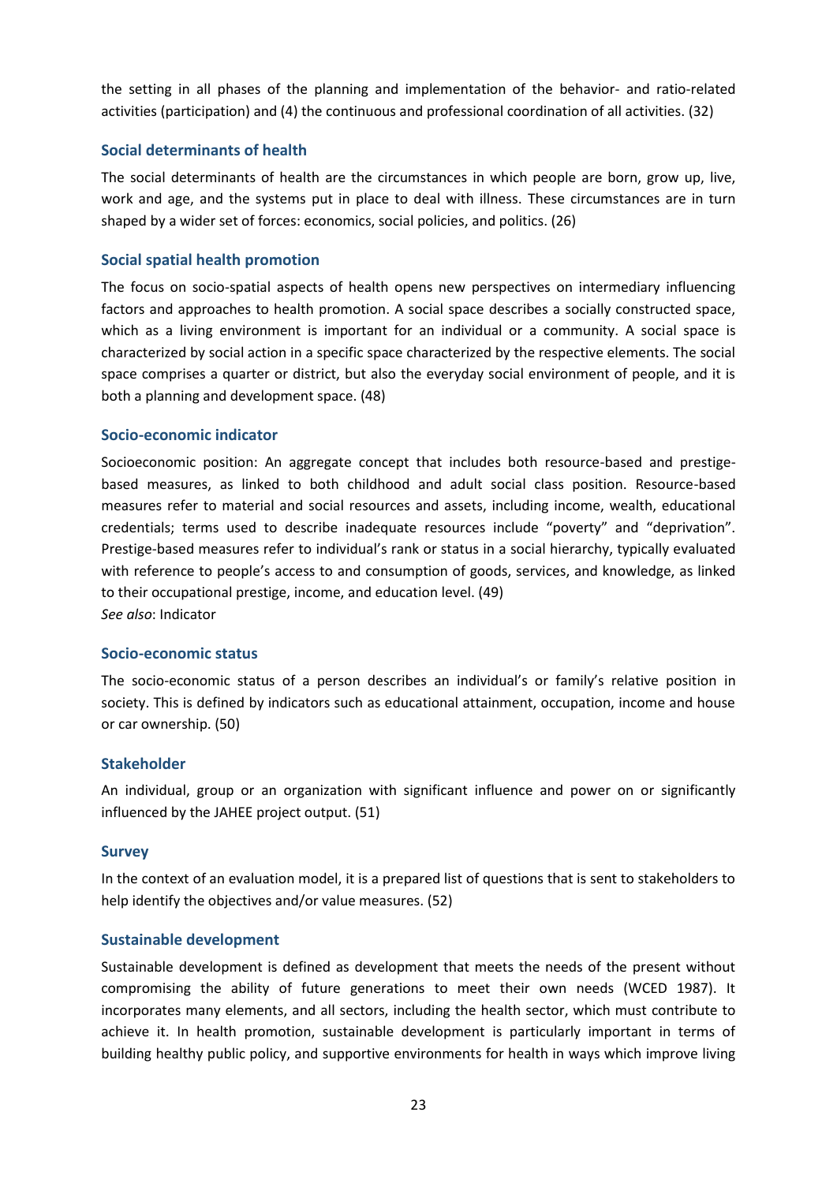the setting in all phases of the planning and implementation of the behavior- and ratio-related activities (participation) and (4) the continuous and professional coordination of all activities. (32)

### Social determinants of health

The social determinants of health are the circumstances in which people are born, grow up, live, work and age, and the systems put in place to deal with illness. These circumstances are in turn shaped by a wider set of forces: economics, social policies, and politics. (26)

### Social spatial health promotion

The focus on socio-spatial aspects of health opens new perspectives on intermediary influencing factors and approaches to health promotion. A social space describes a socially constructed space, which as a living environment is important for an individual or a community. A social space is characterized by social action in a specific space characterized by the respective elements. The social space comprises a quarter or district, but also the everyday social environment of people, and it is both a planning and development space. (48)

### Socio-economic indicator

Socioeconomic position: An aggregate concept that includes both resource-based and prestige-based measures, as linked to both childhood and adult social class position. Resource-based measures refer to material and social resources and assets, including income, wealth, educational credentials; terms used to describe inadequate resources include "poverty" and "deprivation". Prestige-based measures refer to individual's rank or status in a social hierarchy, typically evaluated with reference to people's access to and consumption of goods, services, and knowledge, as linked to their occupational prestige, income, and education level. (49)
*See also*: Indicator

### Socio-economic status

The socio-economic status of a person describes an individual's or family's relative position in society. This is defined by indicators such as educational attainment, occupation, income and house or car ownership. (50)

### Stakeholder

An individual, group or an organization with significant influence and power on or significantly influenced by the JAHEE project output. (51)

### Survey

In the context of an evaluation model, it is a prepared list of questions that is sent to stakeholders to help identify the objectives and/or value measures. (52)

### Sustainable development

Sustainable development is defined as development that meets the needs of the present without compromising the ability of future generations to meet their own needs (WCED 1987). It incorporates many elements, and all sectors, including the health sector, which must contribute to achieve it. In health promotion, sustainable development is particularly important in terms of building healthy public policy, and supportive environments for health in ways which improve living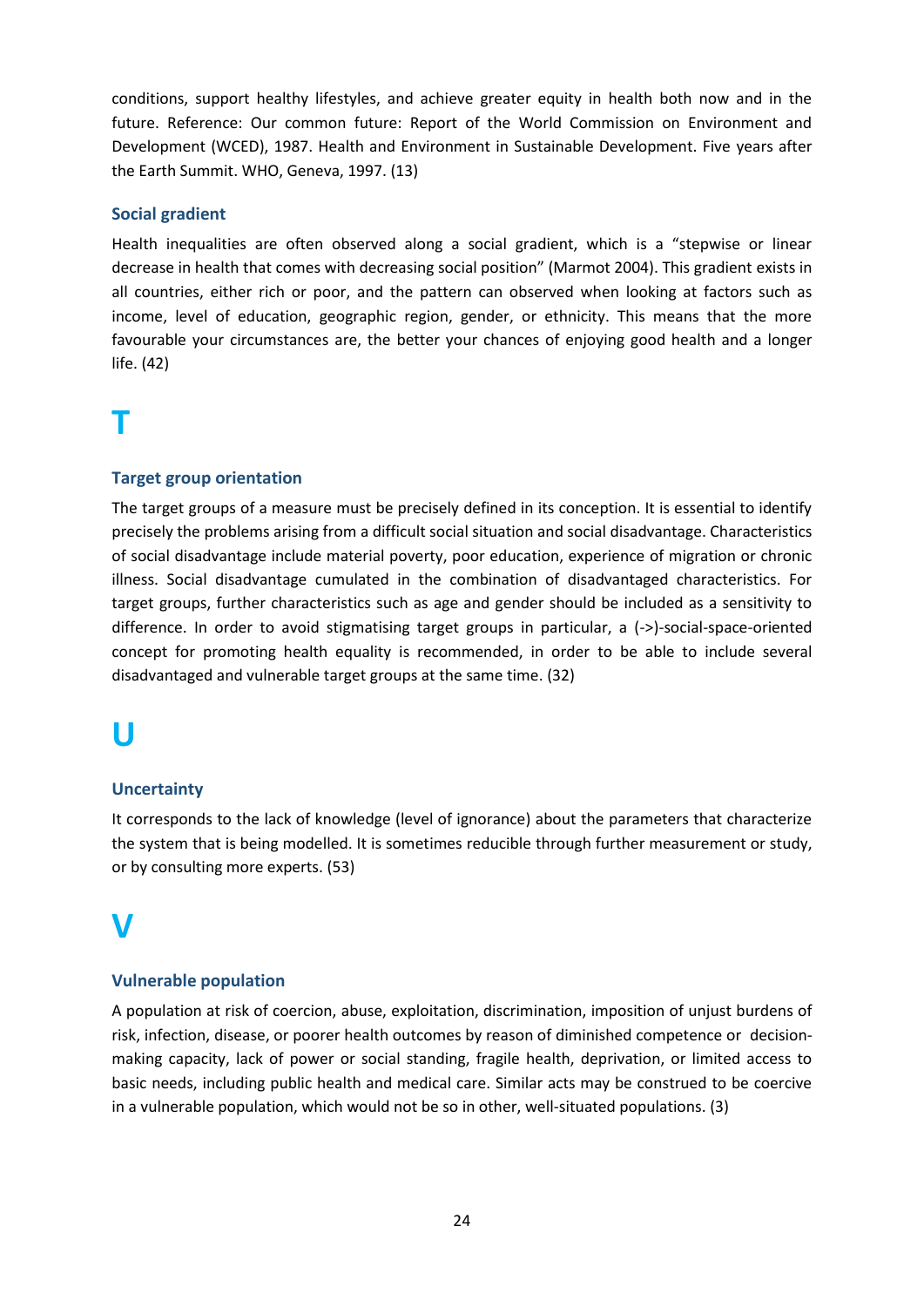conditions, support healthy lifestyles, and achieve greater equity in health both now and in the future. Reference: Our common future: Report of the World Commission on Environment and Development (WCED), 1987. Health and Environment in Sustainable Development. Five years after the Earth Summit. WHO, Geneva, 1997. (13)

### Social gradient

Health inequalities are often observed along a social gradient, which is a "stepwise or linear decrease in health that comes with decreasing social position" (Marmot 2004). This gradient exists in all countries, either rich or poor, and the pattern can observed when looking at factors such as income, level of education, geographic region, gender, or ethnicity. This means that the more favourable your circumstances are, the better your chances of enjoying good health and a longer life. (42)

# T

### Target group orientation

The target groups of a measure must be precisely defined in its conception. It is essential to identify precisely the problems arising from a difficult social situation and social disadvantage. Characteristics of social disadvantage include material poverty, poor education, experience of migration or chronic illness. Social disadvantage cumulated in the combination of disadvantaged characteristics. For target groups, further characteristics such as age and gender should be included as a sensitivity to difference. In order to avoid stigmatising target groups in particular, a (->)-social-space-oriented concept for promoting health equality is recommended, in order to be able to include several disadvantaged and vulnerable target groups at the same time. (32)

# U

### Uncertainty

It corresponds to the lack of knowledge (level of ignorance) about the parameters that characterize the system that is being modelled. It is sometimes reducible through further measurement or study, or by consulting more experts. (53)

# V

### Vulnerable population

A population at risk of coercion, abuse, exploitation, discrimination, imposition of unjust burdens of risk, infection, disease, or poorer health outcomes by reason of diminished competence or decision-making capacity, lack of power or social standing, fragile health, deprivation, or limited access to basic needs, including public health and medical care. Similar acts may be construed to be coercive in a vulnerable population, which would not be so in other, well-situated populations. (3)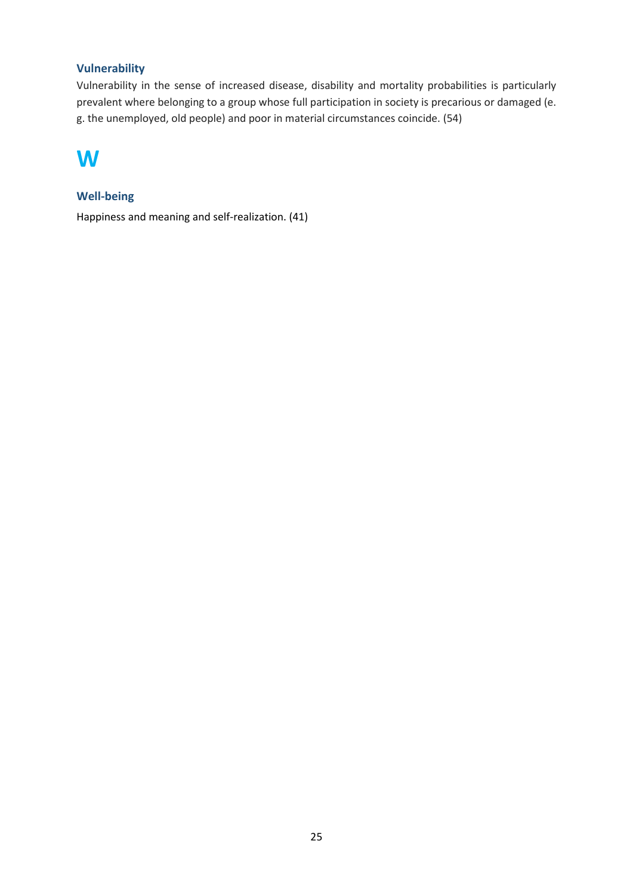### Vulnerability

Vulnerability in the sense of increased disease, disability and mortality probabilities is particularly prevalent where belonging to a group whose full participation in society is precarious or damaged (e. g. the unemployed, old people) and poor in material circumstances coincide. (54)

# W

### Well-being

Happiness and meaning and self-realization. (41)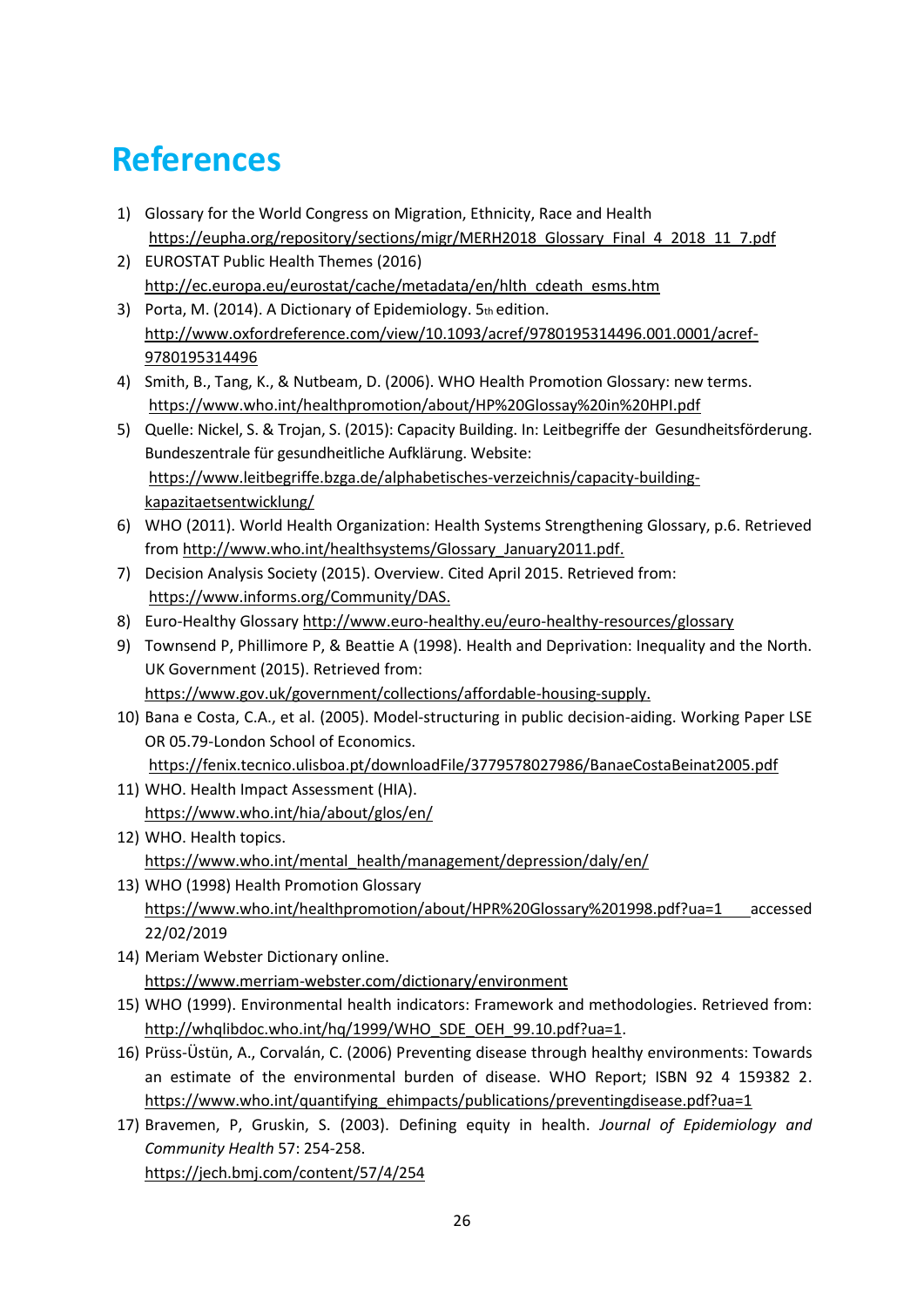# References

1) Glossary for the World Congress on Migration, Ethnicity, Race and Health https://eupha.org/repository/sections/migr/MERH2018_Glossary_Final_4_2018_11_7.pdf
2) EUROSTAT Public Health Themes (2016) http://ec.europa.eu/eurostat/cache/metadata/en/hlth_cdeath_esms.htm
3) Porta, M. (2014). A Dictionary of Epidemiology. 5th edition. http://www.oxfordreference.com/view/10.1093/acref/9780195314496.001.0001/acref-9780195314496
4) Smith, B., Tang, K., & Nutbeam, D. (2006). WHO Health Promotion Glossary: new terms. https://www.who.int/healthpromotion/about/HP%20Glossay%20in%20HPI.pdf
5) Quelle: Nickel, S. & Trojan, S. (2015): Capacity Building. In: Leitbegriffe der Gesundheitsförderung. Bundeszentrale für gesundheitliche Aufklärung. Website: https://www.leitbegriffe.bzga.de/alphabetisches-verzeichnis/capacity-building-kapazitaetsentwicklung/
6) WHO (2011). World Health Organization: Health Systems Strengthening Glossary, p.6. Retrieved from http://www.who.int/healthsystems/Glossary_January2011.pdf.
7) Decision Analysis Society (2015). Overview. Cited April 2015. Retrieved from: https://www.informs.org/Community/DAS.
8) Euro-Healthy Glossary http://www.euro-healthy.eu/euro-healthy-resources/glossary
9) Townsend P, Phillimore P, & Beattie A (1998). Health and Deprivation: Inequality and the North. UK Government (2015). Retrieved from: https://www.gov.uk/government/collections/affordable-housing-supply.
10) Bana e Costa, C.A., et al. (2005). Model-structuring in public decision-aiding. Working Paper LSE OR 05.79-London School of Economics. https://fenix.tecnico.ulisboa.pt/downloadFile/3779578027986/BanaeCostaBeinat2005.pdf
11) WHO. Health Impact Assessment (HIA). https://www.who.int/hia/about/glos/en/
12) WHO. Health topics. https://www.who.int/mental_health/management/depression/daly/en/
13) WHO (1998) Health Promotion Glossary https://www.who.int/healthpromotion/about/HPR%20Glossary%201998.pdf?ua=1 accessed 22/02/2019
14) Meriam Webster Dictionary online. https://www.merriam-webster.com/dictionary/environment
15) WHO (1999). Environmental health indicators: Framework and methodologies. Retrieved from: http://whqlibdoc.who.int/hq/1999/WHO_SDE_OEH_99.10.pdf?ua=1.
16) Prüss-Üstün, A., Corvalán, C. (2006) Preventing disease through healthy environments: Towards an estimate of the environmental burden of disease. WHO Report; ISBN 92 4 159382 2. https://www.who.int/quantifying_ehimpacts/publications/preventingdisease.pdf?ua=1
17) Bravemen, P, Gruskin, S. (2003). Defining equity in health. *Journal of Epidemiology and Community Health* 57: 254-258. https://jech.bmj.com/content/57/4/254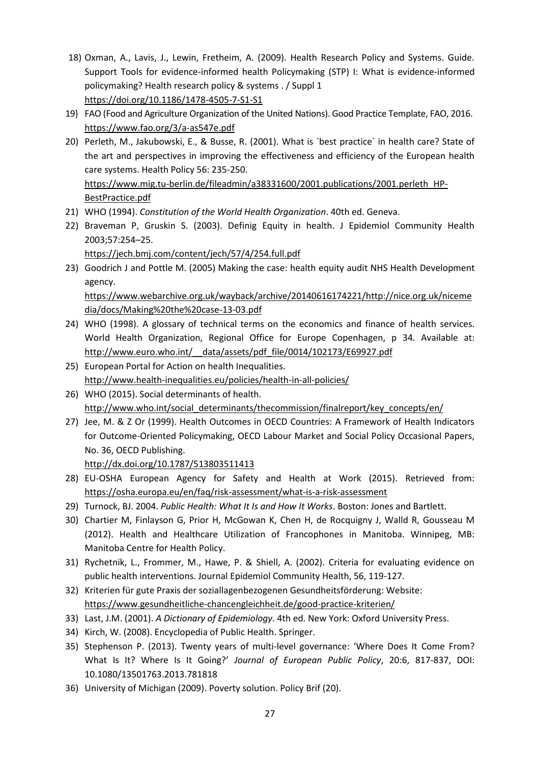18) Oxman, A., Lavis, J., Lewin, Fretheim, A. (2009). Health Research Policy and Systems. Guide. Support Tools for evidence-informed health Policymaking (STP) I: What is evidence-informed policymaking? Health research policy & systems . / Suppl 1
https://doi.org/10.1186/1478-4505-7-S1-S1
19) FAO (Food and Agriculture Organization of the United Nations). Good Practice Template, FAO, 2016. https://www.fao.org/3/a-as547e.pdf
20) Perleth, M., Jakubowski, E., & Busse, R. (2001). What is `best practice` in health care? State of the art and perspectives in improving the effectiveness and efficiency of the European health care systems. Health Policy 56: 235-250.
https://www.mig.tu-berlin.de/fileadmin/a38331600/2001.publications/2001.perleth_HP-BestPractice.pdf
21) WHO (1994). *Constitution of the World Health Organization*. 40th ed. Geneva.
22) Braveman P, Gruskin S. (2003). Definig Equity in health. J Epidemiol Community Health 2003;57:254–25.
https://jech.bmj.com/content/jech/57/4/254.full.pdf
23) Goodrich J and Pottle M. (2005) Making the case: health equity audit NHS Health Development agency.
https://www.webarchive.org.uk/wayback/archive/20140616174221/http://nice.org.uk/nicemedia/docs/Making%20the%20case-13-03.pdf
24) WHO (1998). A glossary of technical terms on the economics and finance of health services. World Health Organization, Regional Office for Europe Copenhagen, p 34. Available at: http://www.euro.who.int/__data/assets/pdf_file/0014/102173/E69927.pdf
25) European Portal for Action on health Inequalities.
http://www.health-inequalities.eu/policies/health-in-all-policies/
26) WHO (2015). Social determinants of health.
http://www.who.int/social_determinants/thecommission/finalreport/key_concepts/en/
27) Jee, M. & Z Or (1999). Health Outcomes in OECD Countries: A Framework of Health Indicators for Outcome-Oriented Policymaking, OECD Labour Market and Social Policy Occasional Papers, No. 36, OECD Publishing.
http://dx.doi.org/10.1787/513803511413
28) EU-OSHA European Agency for Safety and Health at Work (2015). Retrieved from: https://osha.europa.eu/en/faq/risk-assessment/what-is-a-risk-assessment
29) Turnock, BJ. 2004. *Public Health: What It Is and How It Works*. Boston: Jones and Bartlett.
30) Chartier M, Finlayson G, Prior H, McGowan K, Chen H, de Rocquigny J, Walld R, Gousseau M (2012). Health and Healthcare Utilization of Francophones in Manitoba. Winnipeg, MB: Manitoba Centre for Health Policy.
31) Rychetnik, L., Frommer, M., Hawe, P. & Shiell, A. (2002). Criteria for evaluating evidence on public health interventions. Journal Epidemiol Community Health, 56, 119-127.
32) Kriterien für gute Praxis der soziallagenbezogenen Gesundheitsförderung: Website:
https://www.gesundheitliche-chancengleichheit.de/good-practice-kriterien/
33) Last, J.M. (2001). *A Dictionary of Epidemiology*. 4th ed. New York: Oxford University Press.
34) Kirch, W. (2008). Encyclopedia of Public Health. Springer.
35) Stephenson P. (2013). Twenty years of multi-level governance: 'Where Does It Come From? What Is It? Where Is It Going?' *Journal of European Public Policy*, 20:6, 817-837, DOI: 10.1080/13501763.2013.781818
36) University of Michigan (2009). Poverty solution. Policy Brif (20).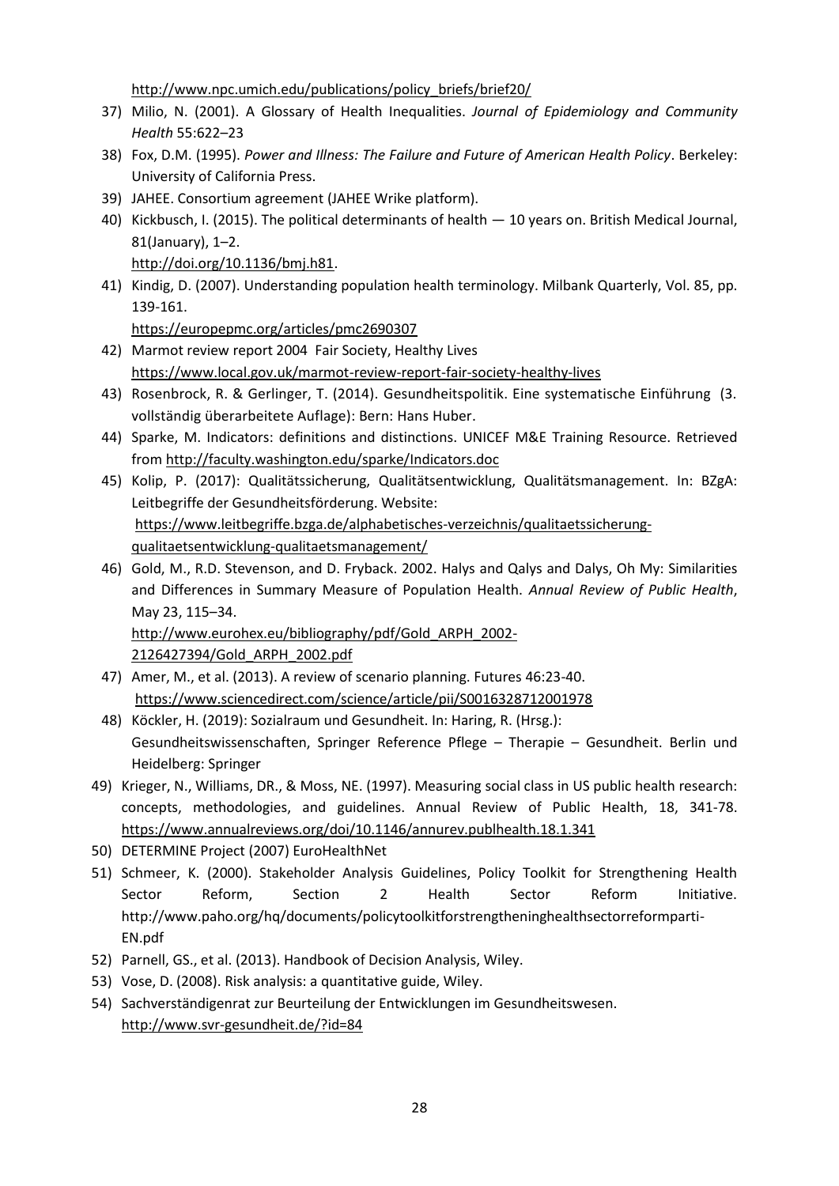http://www.npc.umich.edu/publications/policy_briefs/brief20/

37) Milio, N. (2001). A Glossary of Health Inequalities. *Journal of Epidemiology and Community Health* 55:622–23
38) Fox, D.M. (1995). *Power and Illness: The Failure and Future of American Health Policy*. Berkeley: University of California Press.
39) JAHEE. Consortium agreement (JAHEE Wrike platform).
40) Kickbusch, I. (2015). The political determinants of health — 10 years on. British Medical Journal, 81(January), 1–2. 
http://doi.org/10.1136/bmj.h81.
41) Kindig, D. (2007). Understanding population health terminology. Milbank Quarterly, Vol. 85, pp. 139-161. 
https://europepmc.org/articles/pmc2690307
42) Marmot review report 2004 Fair Society, Healthy Lives 
https://www.local.gov.uk/marmot-review-report-fair-society-healthy-lives
43) Rosenbrock, R. & Gerlinger, T. (2014). Gesundheitspolitik. Eine systematische Einführung (3. vollständig überarbeitete Auflage): Bern: Hans Huber.
44) Sparke, M. Indicators: definitions and distinctions. UNICEF M&E Training Resource. Retrieved from http://faculty.washington.edu/sparke/Indicators.doc
45) Kolip, P. (2017): Qualitätssicherung, Qualitätsentwicklung, Qualitätsmanagement. In: BZgA: Leitbegriffe der Gesundheitsförderung. Website: 
https://www.leitbegriffe.bzga.de/alphabetisches-verzeichnis/qualitaetssicherung-qualitaetsentwicklung-qualitaetsmanagement/
46) Gold, M., R.D. Stevenson, and D. Fryback. 2002. Halys and Qalys and Dalys, Oh My: Similarities and Differences in Summary Measure of Population Health. *Annual Review of Public Health*, May 23, 115–34. 
http://www.eurohex.eu/bibliography/pdf/Gold_ARPH_2002-2126427394/Gold_ARPH_2002.pdf
47) Amer, M., et al. (2013). A review of scenario planning. Futures 46:23-40. 
https://www.sciencedirect.com/science/article/pii/S0016328712001978
48) Köckler, H. (2019): Sozialraum und Gesundheit. In: Haring, R. (Hrsg.): Gesundheitswissenschaften, Springer Reference Pflege – Therapie – Gesundheit. Berlin und Heidelberg: Springer
49) Krieger, N., Williams, DR., & Moss, NE. (1997). Measuring social class in US public health research: concepts, methodologies, and guidelines. Annual Review of Public Health, 18, 341-78. https://www.annualreviews.org/doi/10.1146/annurev.publhealth.18.1.341
50) DETERMINE Project (2007) EuroHealthNet
51) Schmeer, K. (2000). Stakeholder Analysis Guidelines, Policy Toolkit for Strengthening Health Sector Reform, Section 2 Health Sector Reform Initiative. http://www.paho.org/hq/documents/policytoolkitforstrengtheninghealthsectorreformparti-EN.pdf
52) Parnell, GS., et al. (2013). Handbook of Decision Analysis, Wiley.
53) Vose, D. (2008). Risk analysis: a quantitative guide, Wiley.
54) Sachverständigenrat zur Beurteilung der Entwicklungen im Gesundheitswesen. 
http://www.svr-gesundheit.de/?id=84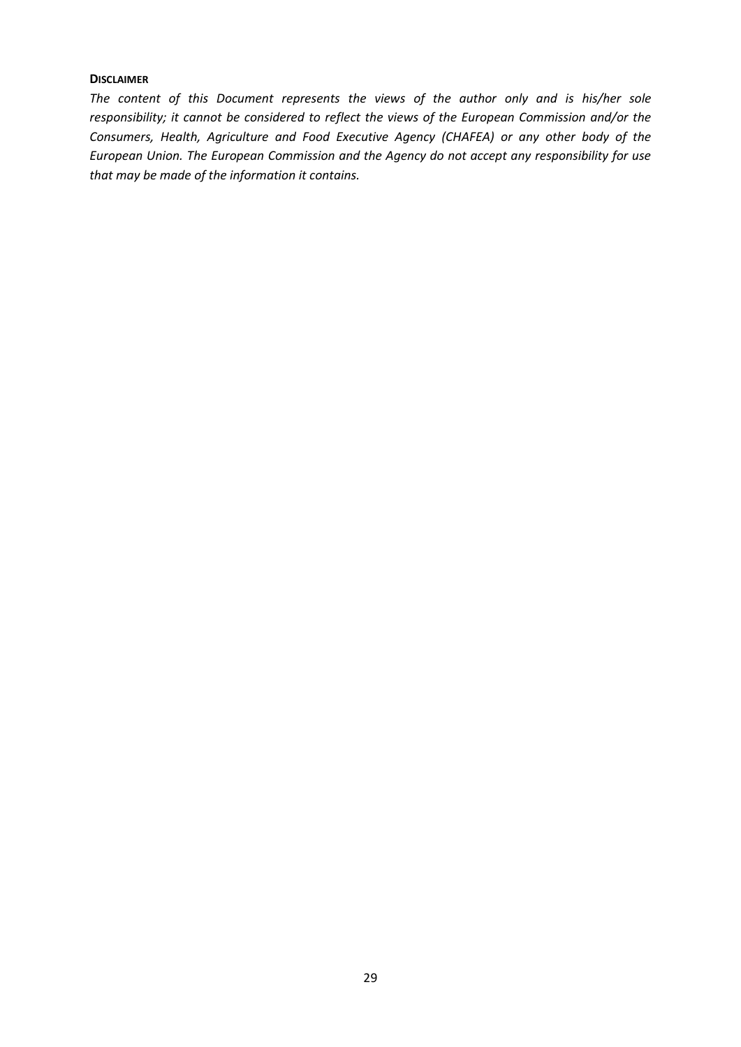**DISCLAIMER**

*The content of this Document represents the views of the author only and is his/her sole responsibility; it cannot be considered to reflect the views of the European Commission and/or the Consumers, Health, Agriculture and Food Executive Agency (CHAFEA) or any other body of the European Union. The European Commission and the Agency do not accept any responsibility for use that may be made of the information it contains.*